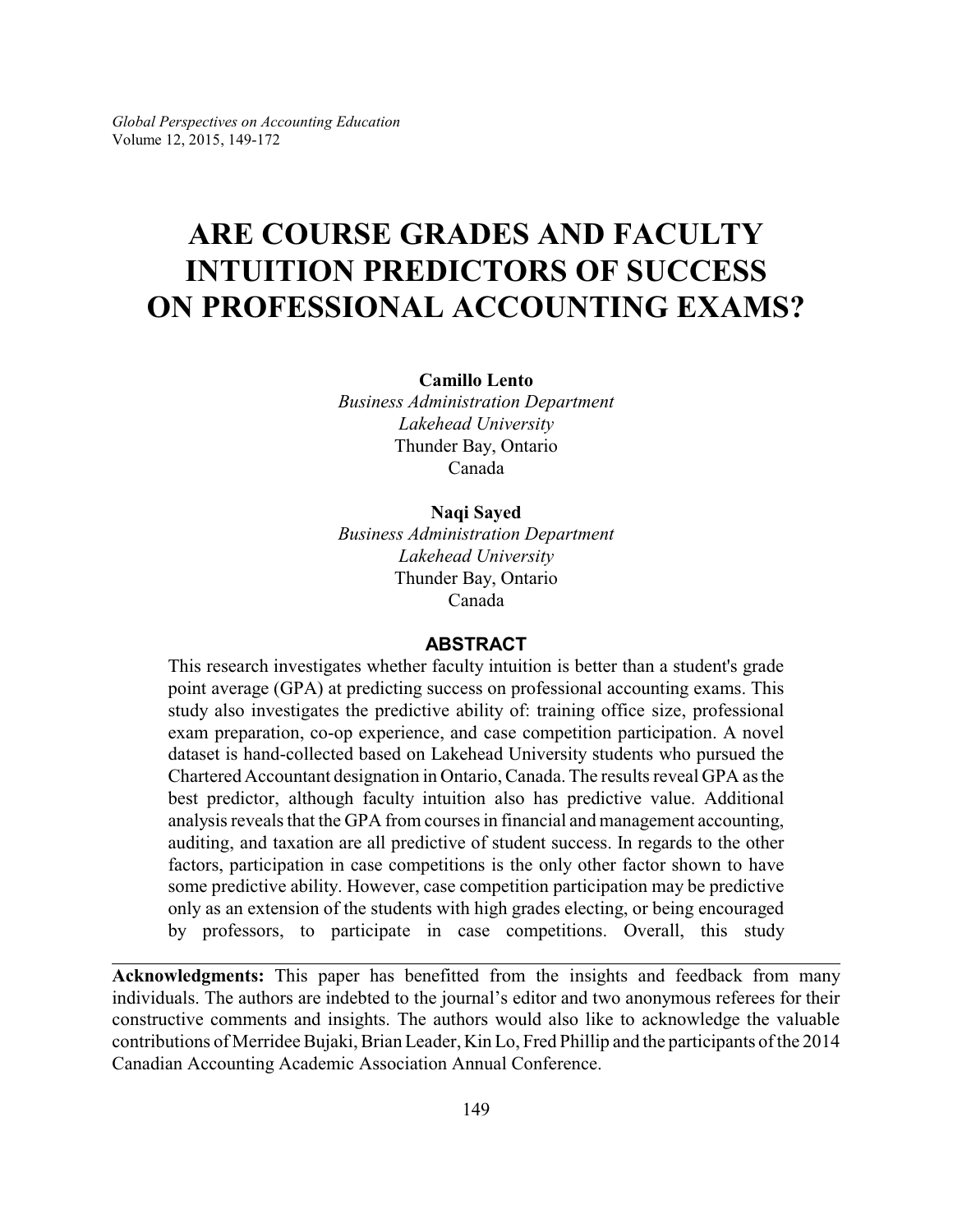# ARE COURSE GRADES AND FACULTY INTUITION PREDICTORS OF SUCCESS ON PROFESSIONAL ACCOUNTING EXAMS?

**Camillo Lento**
*Business Administration Department*
*Lakehead University*
Thunder Bay, Ontario
Canada

**Naqi Sayed**
*Business Administration Department*
*Lakehead University*
Thunder Bay, Ontario
Canada

## ABSTRACT

This research investigates whether faculty intuition is better than a student's grade point average (GPA) at predicting success on professional accounting exams. This study also investigates the predictive ability of: training office size, professional exam preparation, co-op experience, and case competition participation. A novel dataset is hand-collected based on Lakehead University students who pursued the Chartered Accountant designation in Ontario, Canada. The results reveal GPA as the best predictor, although faculty intuition also has predictive value. Additional analysis reveals that the GPA from courses in financial and management accounting, auditing, and taxation are all predictive of student success. In regards to the other factors, participation in case competitions is the only other factor shown to have some predictive ability. However, case competition participation may be predictive only as an extension of the students with high grades electing, or being encouraged by professors, to participate in case competitions. Overall, this study

---

**Acknowledgments:** This paper has benefitted from the insights and feedback from many individuals. The authors are indebted to the journal's editor and two anonymous referees for their constructive comments and insights. The authors would also like to acknowledge the valuable contributions of Merridee Bujaki, Brian Leader, Kin Lo, Fred Phillip and the participants of the 2014 Canadian Accounting Academic Association Annual Conference.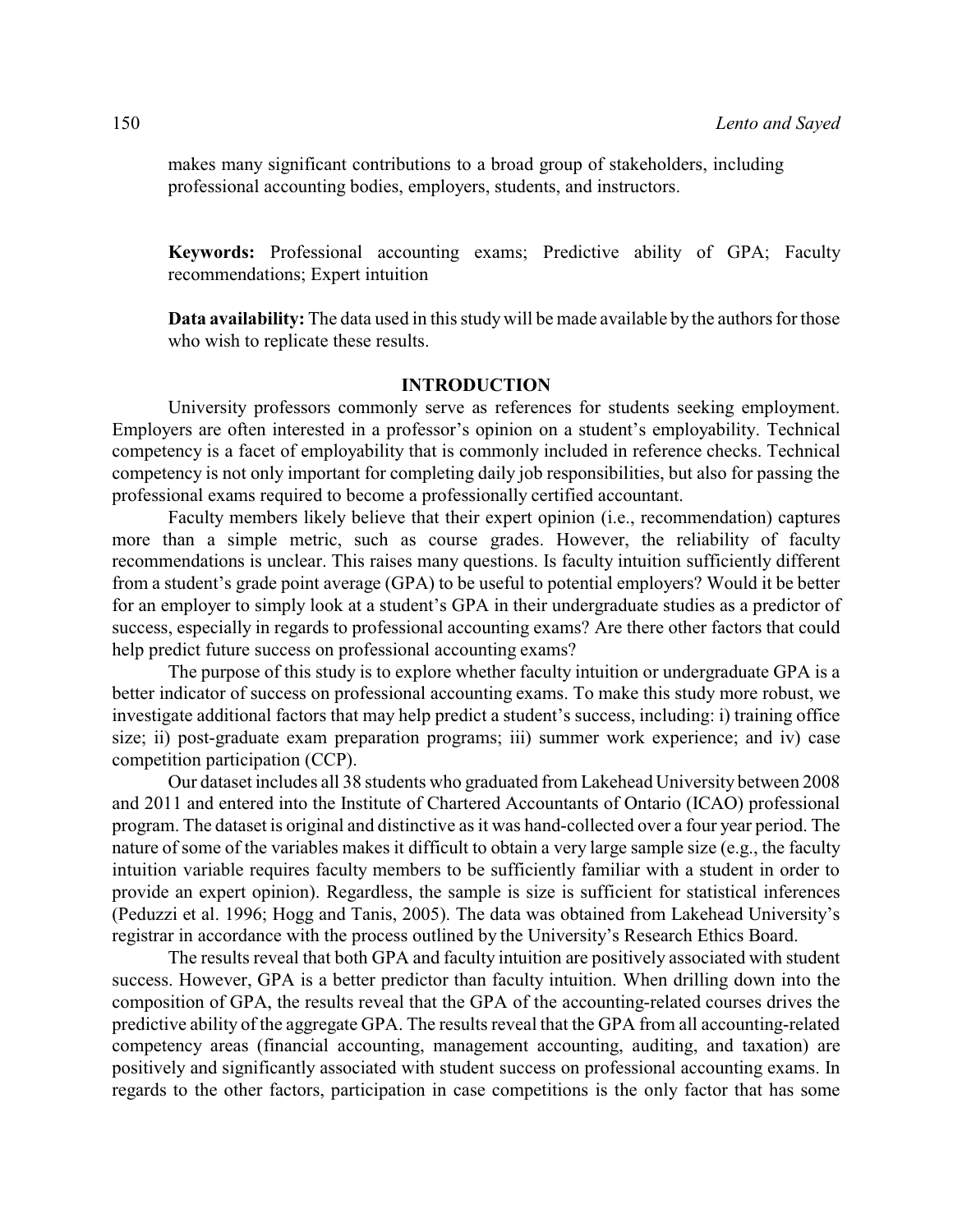makes many significant contributions to a broad group of stakeholders, including professional accounting bodies, employers, students, and instructors.

**Keywords:** Professional accounting exams; Predictive ability of GPA; Faculty recommendations; Expert intuition

**Data availability:** The data used in this study will be made available by the authors for those who wish to replicate these results.

## INTRODUCTION

University professors commonly serve as references for students seeking employment. Employers are often interested in a professor's opinion on a student's employability. Technical competency is a facet of employability that is commonly included in reference checks. Technical competency is not only important for completing daily job responsibilities, but also for passing the professional exams required to become a professionally certified accountant.

Faculty members likely believe that their expert opinion (i.e., recommendation) captures more than a simple metric, such as course grades. However, the reliability of faculty recommendations is unclear. This raises many questions. Is faculty intuition sufficiently different from a student's grade point average (GPA) to be useful to potential employers? Would it be better for an employer to simply look at a student's GPA in their undergraduate studies as a predictor of success, especially in regards to professional accounting exams? Are there other factors that could help predict future success on professional accounting exams?

The purpose of this study is to explore whether faculty intuition or undergraduate GPA is a better indicator of success on professional accounting exams. To make this study more robust, we investigate additional factors that may help predict a student's success, including: i) training office size; ii) post-graduate exam preparation programs; iii) summer work experience; and iv) case competition participation (CCP).

Our dataset includes all 38 students who graduated from Lakehead University between 2008 and 2011 and entered into the Institute of Chartered Accountants of Ontario (ICAO) professional program. The dataset is original and distinctive as it was hand-collected over a four year period. The nature of some of the variables makes it difficult to obtain a very large sample size (e.g., the faculty intuition variable requires faculty members to be sufficiently familiar with a student in order to provide an expert opinion). Regardless, the sample is size is sufficient for statistical inferences (Peduzzi et al. 1996; Hogg and Tanis, 2005). The data was obtained from Lakehead University's registrar in accordance with the process outlined by the University's Research Ethics Board.

The results reveal that both GPA and faculty intuition are positively associated with student success. However, GPA is a better predictor than faculty intuition. When drilling down into the composition of GPA, the results reveal that the GPA of the accounting-related courses drives the predictive ability of the aggregate GPA. The results reveal that the GPA from all accounting-related competency areas (financial accounting, management accounting, auditing, and taxation) are positively and significantly associated with student success on professional accounting exams. In regards to the other factors, participation in case competitions is the only factor that has some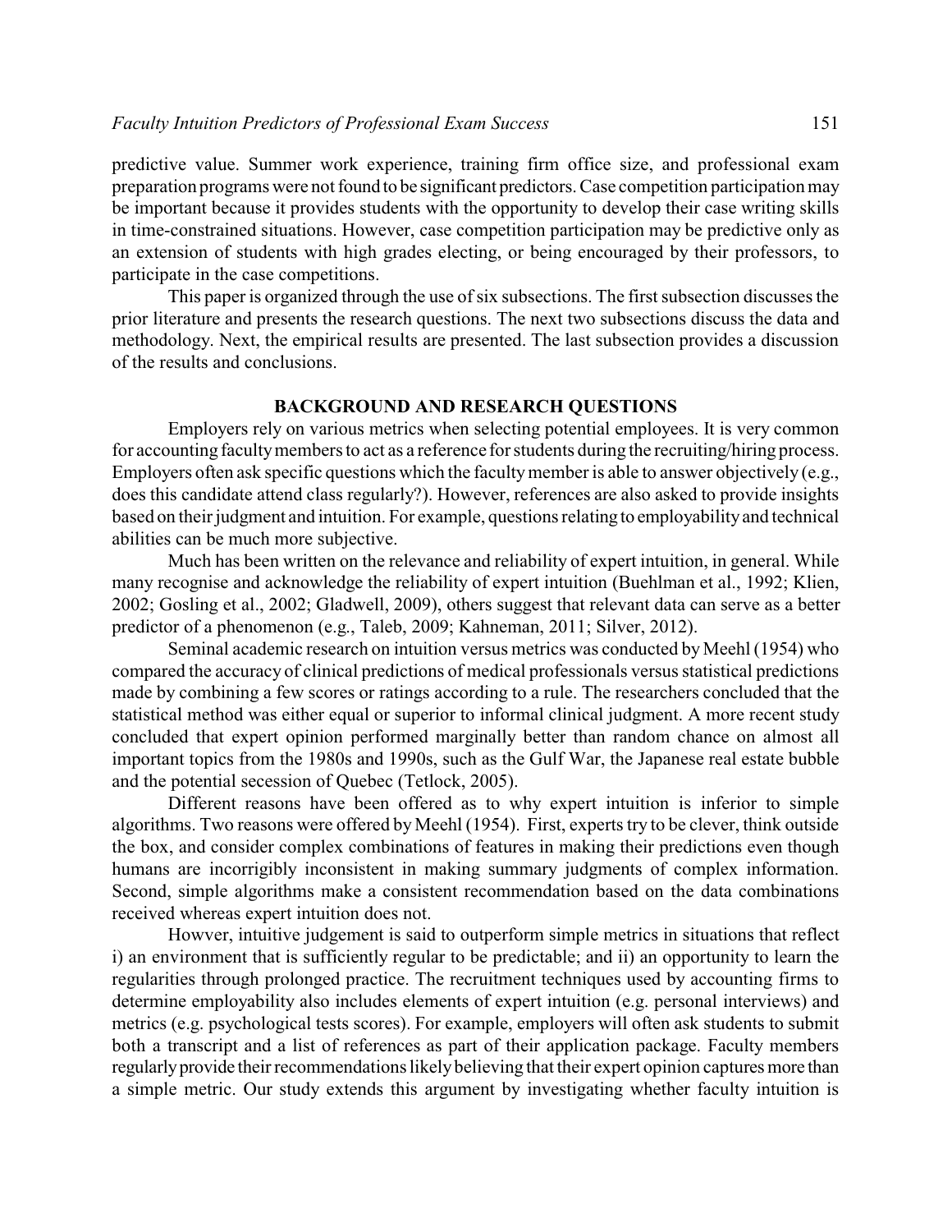predictive value. Summer work experience, training firm office size, and professional exam preparation programs were not found to be significant predictors. Case competition participation may be important because it provides students with the opportunity to develop their case writing skills in time-constrained situations. However, case competition participation may be predictive only as an extension of students with high grades electing, or being encouraged by their professors, to participate in the case competitions.

This paper is organized through the use of six subsections. The first subsection discusses the prior literature and presents the research questions. The next two subsections discuss the data and methodology. Next, the empirical results are presented. The last subsection provides a discussion of the results and conclusions.

## BACKGROUND AND RESEARCH QUESTIONS

Employers rely on various metrics when selecting potential employees. It is very common for accounting faculty members to act as a reference for students during the recruiting/hiring process. Employers often ask specific questions which the faculty member is able to answer objectively (e.g., does this candidate attend class regularly?). However, references are also asked to provide insights based on their judgment and intuition. For example, questions relating to employability and technical abilities can be much more subjective.

Much has been written on the relevance and reliability of expert intuition, in general. While many recognise and acknowledge the reliability of expert intuition (Buehlman et al., 1992; Klien, 2002; Gosling et al., 2002; Gladwell, 2009), others suggest that relevant data can serve as a better predictor of a phenomenon (e.g., Taleb, 2009; Kahneman, 2011; Silver, 2012).

Seminal academic research on intuition versus metrics was conducted by Meehl (1954) who compared the accuracy of clinical predictions of medical professionals versus statistical predictions made by combining a few scores or ratings according to a rule. The researchers concluded that the statistical method was either equal or superior to informal clinical judgment. A more recent study concluded that expert opinion performed marginally better than random chance on almost all important topics from the 1980s and 1990s, such as the Gulf War, the Japanese real estate bubble and the potential secession of Quebec (Tetlock, 2005).

Different reasons have been offered as to why expert intuition is inferior to simple algorithms. Two reasons were offered by Meehl (1954). First, experts try to be clever, think outside the box, and consider complex combinations of features in making their predictions even though humans are incorrigibly inconsistent in making summary judgments of complex information. Second, simple algorithms make a consistent recommendation based on the data combinations received whereas expert intuition does not.

Howver, intuitive judgement is said to outperform simple metrics in situations that reflect i) an environment that is sufficiently regular to be predictable; and ii) an opportunity to learn the regularities through prolonged practice. The recruitment techniques used by accounting firms to determine employability also includes elements of expert intuition (e.g. personal interviews) and metrics (e.g. psychological tests scores). For example, employers will often ask students to submit both a transcript and a list of references as part of their application package. Faculty members regularly provide their recommendations likely believing that their expert opinion captures more than a simple metric. Our study extends this argument by investigating whether faculty intuition is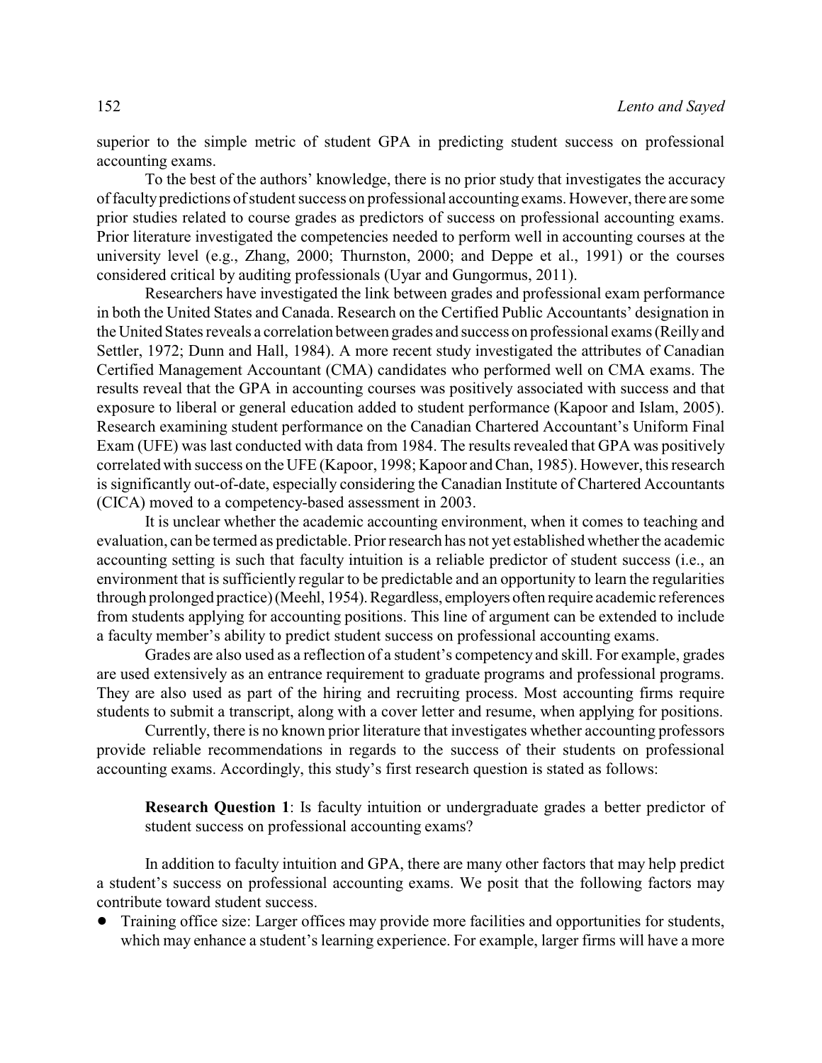superior to the simple metric of student GPA in predicting student success on professional accounting exams.

To the best of the authors' knowledge, there is no prior study that investigates the accuracy of faculty predictions of student success on professional accounting exams. However, there are some prior studies related to course grades as predictors of success on professional accounting exams. Prior literature investigated the competencies needed to perform well in accounting courses at the university level (e.g., Zhang, 2000; Thurnston, 2000; and Deppe et al., 1991) or the courses considered critical by auditing professionals (Uyar and Gungormus, 2011).

Researchers have investigated the link between grades and professional exam performance in both the United States and Canada. Research on the Certified Public Accountants' designation in the United States reveals a correlation between grades and success on professional exams (Reilly and Settler, 1972; Dunn and Hall, 1984). A more recent study investigated the attributes of Canadian Certified Management Accountant (CMA) candidates who performed well on CMA exams. The results reveal that the GPA in accounting courses was positively associated with success and that exposure to liberal or general education added to student performance (Kapoor and Islam, 2005). Research examining student performance on the Canadian Chartered Accountant's Uniform Final Exam (UFE) was last conducted with data from 1984. The results revealed that GPA was positively correlated with success on the UFE (Kapoor, 1998; Kapoor and Chan, 1985). However, this research is significantly out-of-date, especially considering the Canadian Institute of Chartered Accountants (CICA) moved to a competency-based assessment in 2003.

It is unclear whether the academic accounting environment, when it comes to teaching and evaluation, can be termed as predictable. Prior research has not yet established whether the academic accounting setting is such that faculty intuition is a reliable predictor of student success (i.e., an environment that is sufficiently regular to be predictable and an opportunity to learn the regularities through prolonged practice) (Meehl, 1954). Regardless, employers often require academic references from students applying for accounting positions. This line of argument can be extended to include a faculty member's ability to predict student success on professional accounting exams.

Grades are also used as a reflection of a student's competency and skill. For example, grades are used extensively as an entrance requirement to graduate programs and professional programs. They are also used as part of the hiring and recruiting process. Most accounting firms require students to submit a transcript, along with a cover letter and resume, when applying for positions.

Currently, there is no known prior literature that investigates whether accounting professors provide reliable recommendations in regards to the success of their students on professional accounting exams. Accordingly, this study's first research question is stated as follows:

> **Research Question 1**: Is faculty intuition or undergraduate grades a better predictor of student success on professional accounting exams?

In addition to faculty intuition and GPA, there are many other factors that may help predict a student's success on professional accounting exams. We posit that the following factors may contribute toward student success.

- Training office size: Larger offices may provide more facilities and opportunities for students, which may enhance a student's learning experience. For example, larger firms will have a more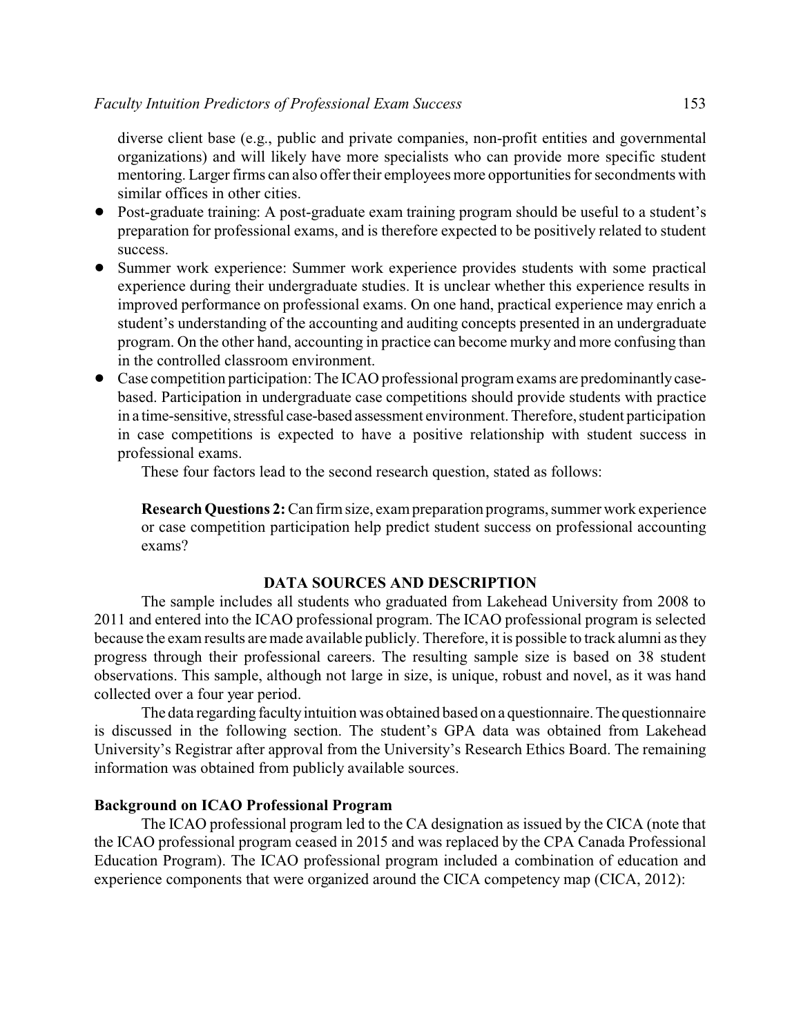diverse client base (e.g., public and private companies, non-profit entities and governmental organizations) and will likely have more specialists who can provide more specific student mentoring. Larger firms can also offer their employees more opportunities for secondments with similar offices in other cities.

- Post-graduate training: A post-graduate exam training program should be useful to a student's preparation for professional exams, and is therefore expected to be positively related to student success.
- Summer work experience: Summer work experience provides students with some practical experience during their undergraduate studies. It is unclear whether this experience results in improved performance on professional exams. On one hand, practical experience may enrich a student's understanding of the accounting and auditing concepts presented in an undergraduate program. On the other hand, accounting in practice can become murky and more confusing than in the controlled classroom environment.
- Case competition participation: The ICAO professional program exams are predominantly case-based. Participation in undergraduate case competitions should provide students with practice in a time-sensitive, stressful case-based assessment environment. Therefore, student participation in case competitions is expected to have a positive relationship with student success in professional exams.

These four factors lead to the second research question, stated as follows:

> **Research Questions 2:** Can firm size, exam preparation programs, summer work experience or case competition participation help predict student success on professional accounting exams?

## DATA SOURCES AND DESCRIPTION

The sample includes all students who graduated from Lakehead University from 2008 to 2011 and entered into the ICAO professional program. The ICAO professional program is selected because the exam results are made available publicly. Therefore, it is possible to track alumni as they progress through their professional careers. The resulting sample size is based on 38 student observations. This sample, although not large in size, is unique, robust and novel, as it was hand collected over a four year period.

The data regarding faculty intuition was obtained based on a questionnaire. The questionnaire is discussed in the following section. The student's GPA data was obtained from Lakehead University's Registrar after approval from the University's Research Ethics Board. The remaining information was obtained from publicly available sources.

### Background on ICAO Professional Program

The ICAO professional program led to the CA designation as issued by the CICA (note that the ICAO professional program ceased in 2015 and was replaced by the CPA Canada Professional Education Program). The ICAO professional program included a combination of education and experience components that were organized around the CICA competency map (CICA, 2012):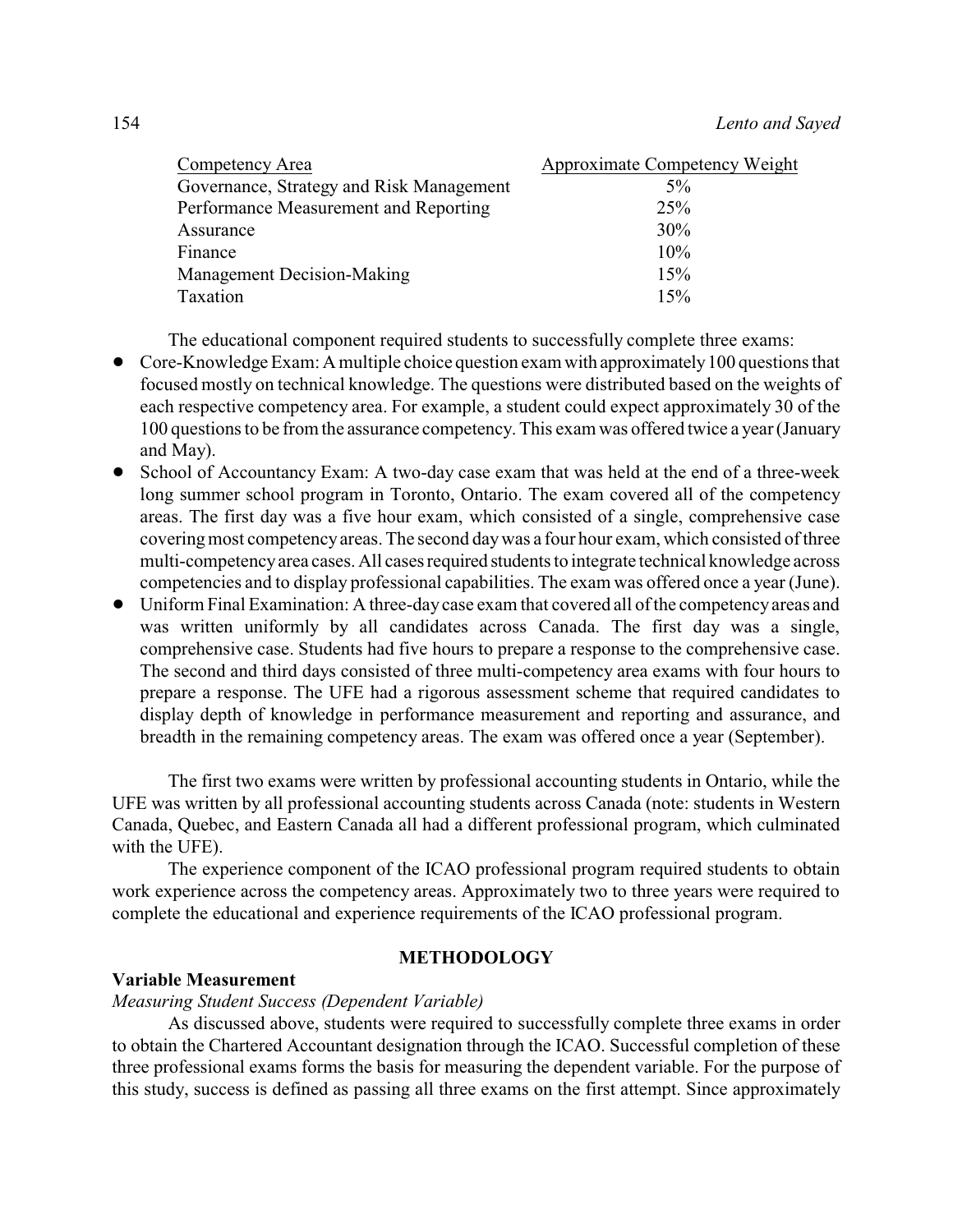| Competency Area | Approximate Competency Weight |
|---|---|
| Governance, Strategy and Risk Management | 5% |
| Performance Measurement and Reporting | 25% |
| Assurance | 30% |
| Finance | 10% |
| Management Decision-Making | 15% |
| Taxation | 15% |

The educational component required students to successfully complete three exams:

- Core-Knowledge Exam: A multiple choice question exam with approximately 100 questions that focused mostly on technical knowledge. The questions were distributed based on the weights of each respective competency area. For example, a student could expect approximately 30 of the 100 questions to be from the assurance competency. This exam was offered twice a year (January and May).
- School of Accountancy Exam: A two-day case exam that was held at the end of a three-week long summer school program in Toronto, Ontario. The exam covered all of the competency areas. The first day was a five hour exam, which consisted of a single, comprehensive case covering most competency areas. The second day was a four hour exam, which consisted of three multi-competency area cases. All cases required students to integrate technical knowledge across competencies and to display professional capabilities. The exam was offered once a year (June).
- Uniform Final Examination: A three-day case exam that covered all of the competency areas and was written uniformly by all candidates across Canada. The first day was a single, comprehensive case. Students had five hours to prepare a response to the comprehensive case. The second and third days consisted of three multi-competency area exams with four hours to prepare a response. The UFE had a rigorous assessment scheme that required candidates to display depth of knowledge in performance measurement and reporting and assurance, and breadth in the remaining competency areas. The exam was offered once a year (September).

The first two exams were written by professional accounting students in Ontario, while the UFE was written by all professional accounting students across Canada (note: students in Western Canada, Quebec, and Eastern Canada all had a different professional program, which culminated with the UFE).

The experience component of the ICAO professional program required students to obtain work experience across the competency areas. Approximately two to three years were required to complete the educational and experience requirements of the ICAO professional program.

## METHODOLOGY

### Variable Measurement

*Measuring Student Success (Dependent Variable)*

As discussed above, students were required to successfully complete three exams in order to obtain the Chartered Accountant designation through the ICAO. Successful completion of these three professional exams forms the basis for measuring the dependent variable. For the purpose of this study, success is defined as passing all three exams on the first attempt. Since approximately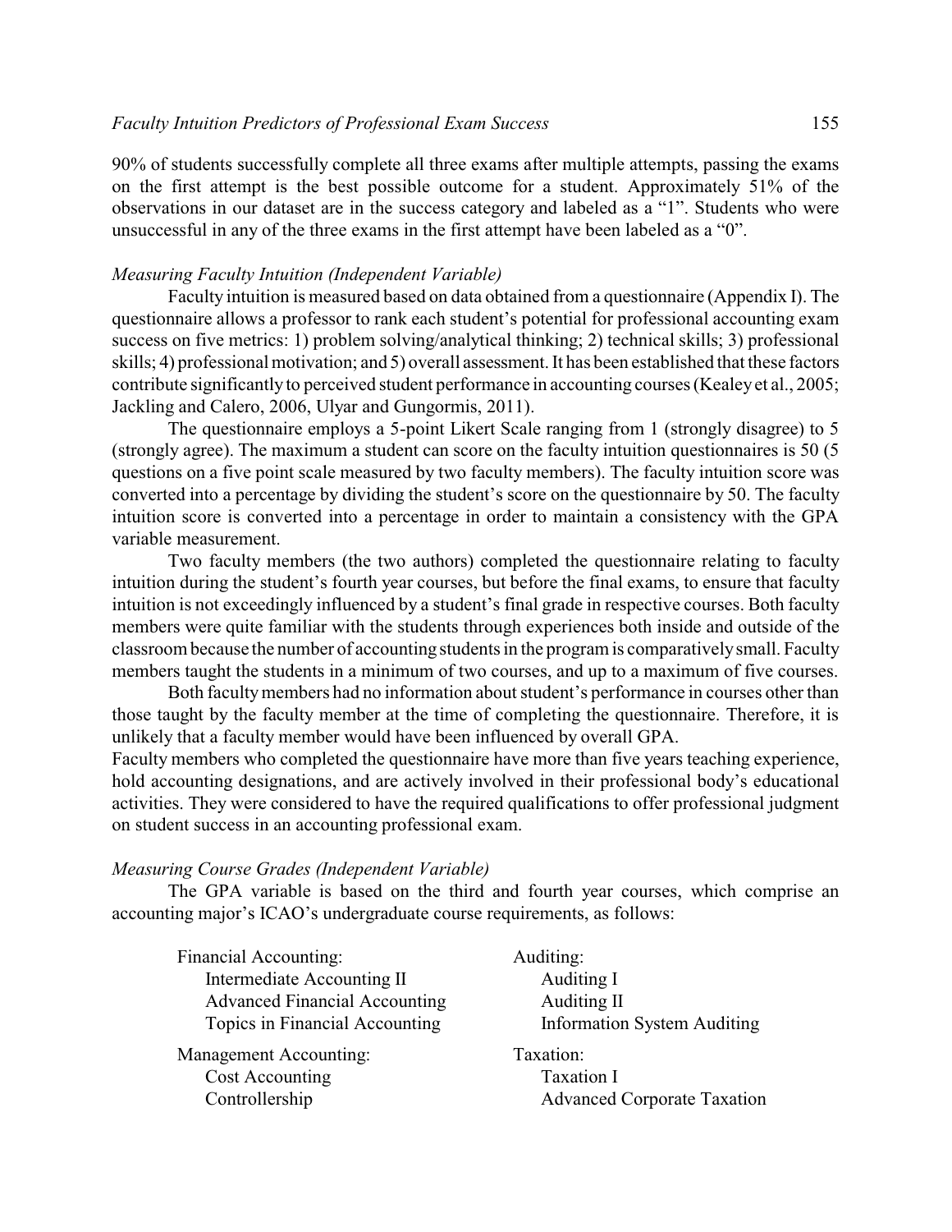90% of students successfully complete all three exams after multiple attempts, passing the exams on the first attempt is the best possible outcome for a student. Approximately 51% of the observations in our dataset are in the success category and labeled as a "1". Students who were unsuccessful in any of the three exams in the first attempt have been labeled as a "0".

*Measuring Faculty Intuition (Independent Variable)*

Faculty intuition is measured based on data obtained from a questionnaire (Appendix I). The questionnaire allows a professor to rank each student's potential for professional accounting exam success on five metrics: 1) problem solving/analytical thinking; 2) technical skills; 3) professional skills; 4) professional motivation; and 5) overall assessment. It has been established that these factors contribute significantly to perceived student performance in accounting courses (Kealey et al., 2005; Jackling and Calero, 2006, Ulyar and Gungormis, 2011).

The questionnaire employs a 5-point Likert Scale ranging from 1 (strongly disagree) to 5 (strongly agree). The maximum a student can score on the faculty intuition questionnaires is 50 (5 questions on a five point scale measured by two faculty members). The faculty intuition score was converted into a percentage by dividing the student's score on the questionnaire by 50. The faculty intuition score is converted into a percentage in order to maintain a consistency with the GPA variable measurement.

Two faculty members (the two authors) completed the questionnaire relating to faculty intuition during the student's fourth year courses, but before the final exams, to ensure that faculty intuition is not exceedingly influenced by a student's final grade in respective courses. Both faculty members were quite familiar with the students through experiences both inside and outside of the classroom because the number of accounting students in the program is comparatively small. Faculty members taught the students in a minimum of two courses, and up to a maximum of five courses.

Both faculty members had no information about student's performance in courses other than those taught by the faculty member at the time of completing the questionnaire. Therefore, it is unlikely that a faculty member would have been influenced by overall GPA.

Faculty members who completed the questionnaire have more than five years teaching experience, hold accounting designations, and are actively involved in their professional body's educational activities. They were considered to have the required qualifications to offer professional judgment on student success in an accounting professional exam.

*Measuring Course Grades (Independent Variable)*

The GPA variable is based on the third and fourth year courses, which comprise an accounting major's ICAO's undergraduate course requirements, as follows:

Financial Accounting:
- Intermediate Accounting II
- Advanced Financial Accounting
- Topics in Financial Accounting

Management Accounting:
- Cost Accounting
- Controllership

Auditing:
- Auditing I
- Auditing II
- Information System Auditing

Taxation:
- Taxation I
- Advanced Corporate Taxation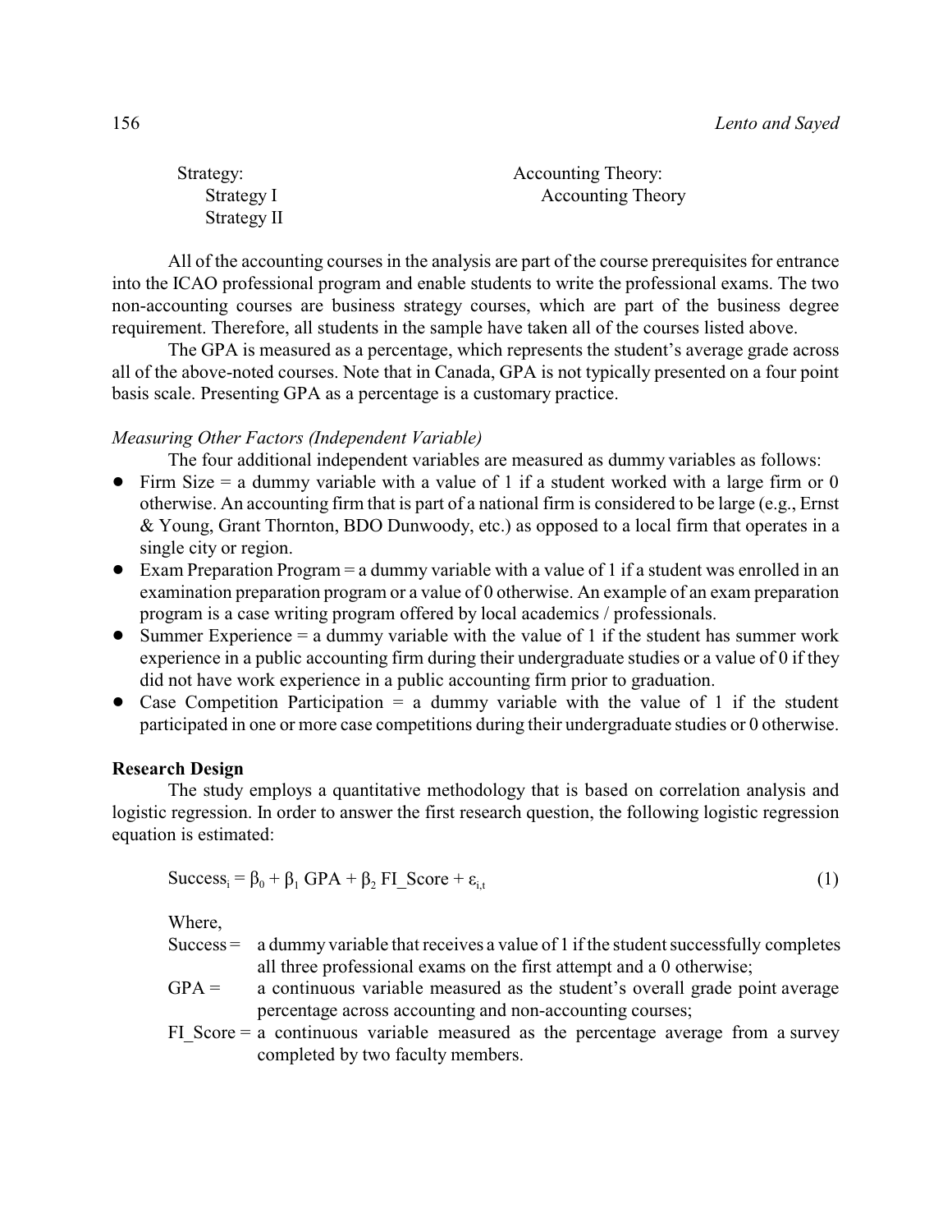Strategy:
- Strategy I
- Strategy II

Accounting Theory:
- Accounting Theory

All of the accounting courses in the analysis are part of the course prerequisites for entrance into the ICAO professional program and enable students to write the professional exams. The two non-accounting courses are business strategy courses, which are part of the business degree requirement. Therefore, all students in the sample have taken all of the courses listed above.

The GPA is measured as a percentage, which represents the student's average grade across all of the above-noted courses. Note that in Canada, GPA is not typically presented on a four point basis scale. Presenting GPA as a percentage is a customary practice.

*Measuring Other Factors (Independent Variable)*

The four additional independent variables are measured as dummy variables as follows:

- Firm Size = a dummy variable with a value of 1 if a student worked with a large firm or 0 otherwise. An accounting firm that is part of a national firm is considered to be large (e.g., Ernst & Young, Grant Thornton, BDO Dunwoody, etc.) as opposed to a local firm that operates in a single city or region.
- Exam Preparation Program = a dummy variable with a value of 1 if a student was enrolled in an examination preparation program or a value of 0 otherwise. An example of an exam preparation program is a case writing program offered by local academics / professionals.
- Summer Experience = a dummy variable with the value of 1 if the student has summer work experience in a public accounting firm during their undergraduate studies or a value of 0 if they did not have work experience in a public accounting firm prior to graduation.
- Case Competition Participation = a dummy variable with the value of 1 if the student participated in one or more case competitions during their undergraduate studies or 0 otherwise.

**Research Design**

The study employs a quantitative methodology that is based on correlation analysis and logistic regression. In order to answer the first research question, the following logistic regression equation is estimated:

$$\text{Success}_i = \beta_0 + \beta_1 \text{ GPA} + \beta_2 \text{ FI\_Score} + \varepsilon_{i,t} \tag{1}$$

Where,

Success = a dummy variable that receives a value of 1 if the student successfully completes all three professional exams on the first attempt and a 0 otherwise;

GPA = a continuous variable measured as the student's overall grade point average percentage across accounting and non-accounting courses;

FI_Score = a continuous variable measured as the percentage average from a survey completed by two faculty members.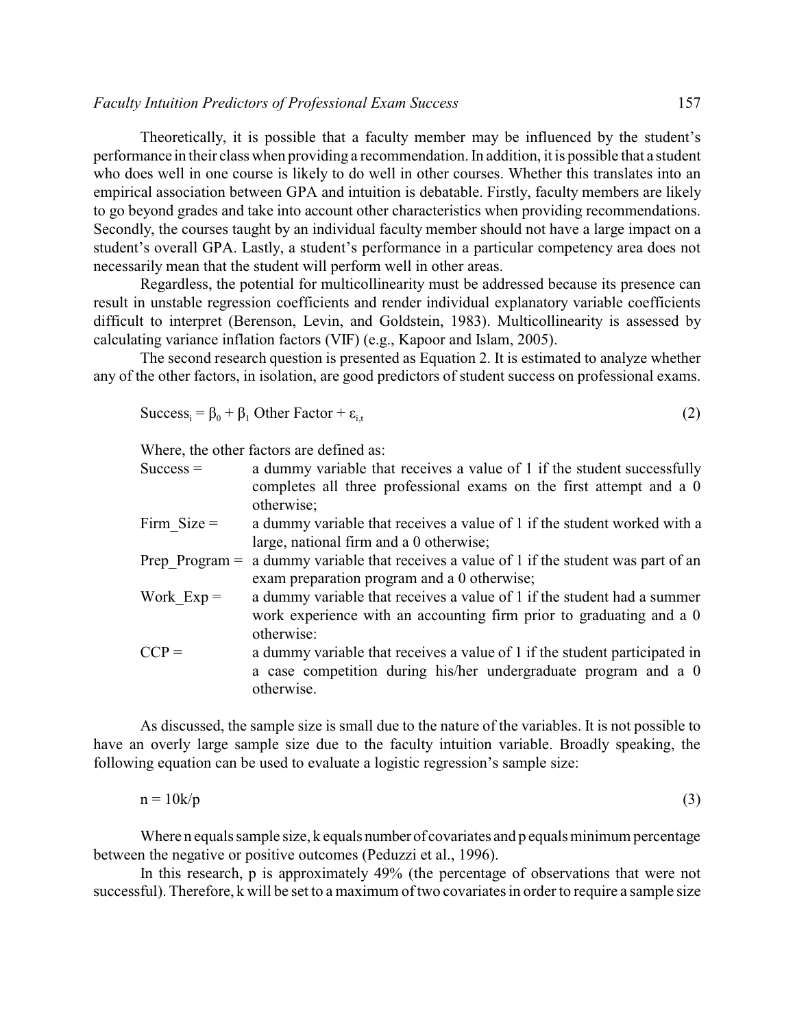Theoretically, it is possible that a faculty member may be influenced by the student's performance in their class when providing a recommendation. In addition, it is possible that a student who does well in one course is likely to do well in other courses. Whether this translates into an empirical association between GPA and intuition is debatable. Firstly, faculty members are likely to go beyond grades and take into account other characteristics when providing recommendations. Secondly, the courses taught by an individual faculty member should not have a large impact on a student's overall GPA. Lastly, a student's performance in a particular competency area does not necessarily mean that the student will perform well in other areas.

Regardless, the potential for multicollinearity must be addressed because its presence can result in unstable regression coefficients and render individual explanatory variable coefficients difficult to interpret (Berenson, Levin, and Goldstein, 1983). Multicollinearity is assessed by calculating variance inflation factors (VIF) (e.g., Kapoor and Islam, 2005).

The second research question is presented as Equation 2. It is estimated to analyze whether any of the other factors, in isolation, are good predictors of student success on professional exams.

$$\text{Success}_i = \beta_0 + \beta_1 \text{ Other Factor} + \varepsilon_{i,t} \tag{2}$$

Where, the other factors are defined as:

- Success = a dummy variable that receives a value of 1 if the student successfully completes all three professional exams on the first attempt and a 0 otherwise;
- Firm_Size = a dummy variable that receives a value of 1 if the student worked with a large, national firm and a 0 otherwise;
- Prep_Program = a dummy variable that receives a value of 1 if the student was part of an exam preparation program and a 0 otherwise;
- Work_Exp = a dummy variable that receives a value of 1 if the student had a summer work experience with an accounting firm prior to graduating and a 0 otherwise:
- CCP = a dummy variable that receives a value of 1 if the student participated in a case competition during his/her undergraduate program and a 0 otherwise.

As discussed, the sample size is small due to the nature of the variables. It is not possible to have an overly large sample size due to the faculty intuition variable. Broadly speaking, the following equation can be used to evaluate a logistic regression's sample size:

$$n = 10k/p \tag{3}$$

Where n equals sample size, k equals number of covariates and p equals minimum percentage between the negative or positive outcomes (Peduzzi et al., 1996).

In this research, p is approximately 49% (the percentage of observations that were not successful). Therefore, k will be set to a maximum of two covariates in order to require a sample size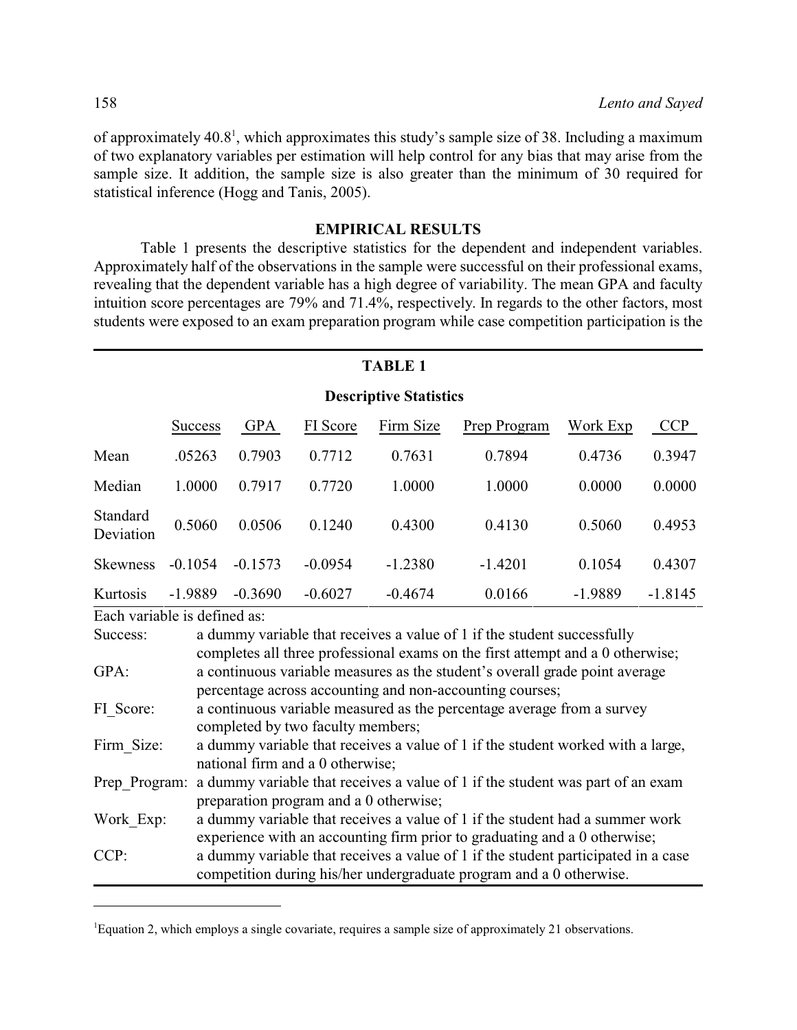of approximately 40.8[1], which approximates this study's sample size of 38. Including a maximum of two explanatory variables per estimation will help control for any bias that may arise from the sample size. It addition, the sample size is also greater than the minimum of 30 required for statistical inference (Hogg and Tanis, 2005).

## EMPIRICAL RESULTS

Table 1 presents the descriptive statistics for the dependent and independent variables. Approximately half of the observations in the sample were successful on their professional exams, revealing that the dependent variable has a high degree of variability. The mean GPA and faculty intuition score percentages are 79% and 71.4%, respectively. In regards to the other factors, most students were exposed to an exam preparation program while case competition participation is the

**TABLE 1**

**Descriptive Statistics**

| | Success | GPA | FI Score | Firm Size | Prep Program | Work Exp | CCP |
|---|---|---|---|---|---|---|---|
| Mean | .05263 | 0.7903 | 0.7712 | 0.7631 | 0.7894 | 0.4736 | 0.3947 |
| Median | 1.0000 | 0.7917 | 0.7720 | 1.0000 | 1.0000 | 0.0000 | 0.0000 |
| Standard Deviation | 0.5060 | 0.0506 | 0.1240 | 0.4300 | 0.4130 | 0.5060 | 0.4953 |
| Skewness | -0.1054 | -0.1573 | -0.0954 | -1.2380 | -1.4201 | 0.1054 | 0.4307 |
| Kurtosis | -1.9889 | -0.3690 | -0.6027 | -0.4674 | 0.0166 | -1.9889 | -1.8145 |

Each variable is defined as:

- Success: a dummy variable that receives a value of 1 if the student successfully completes all three professional exams on the first attempt and a 0 otherwise;
- GPA: a continuous variable measures as the student's overall grade point average percentage across accounting and non-accounting courses;
- FI_Score: a continuous variable measured as the percentage average from a survey completed by two faculty members;
- Firm_Size: a dummy variable that receives a value of 1 if the student worked with a large, national firm and a 0 otherwise;
- Prep_Program: a dummy variable that receives a value of 1 if the student was part of an exam preparation program and a 0 otherwise;
- Work_Exp: a dummy variable that receives a value of 1 if the student had a summer work experience with an accounting firm prior to graduating and a 0 otherwise;
- CCP: a dummy variable that receives a value of 1 if the student participated in a case competition during his/her undergraduate program and a 0 otherwise.

---

[1] Equation 2, which employs a single covariate, requires a sample size of approximately 21 observations.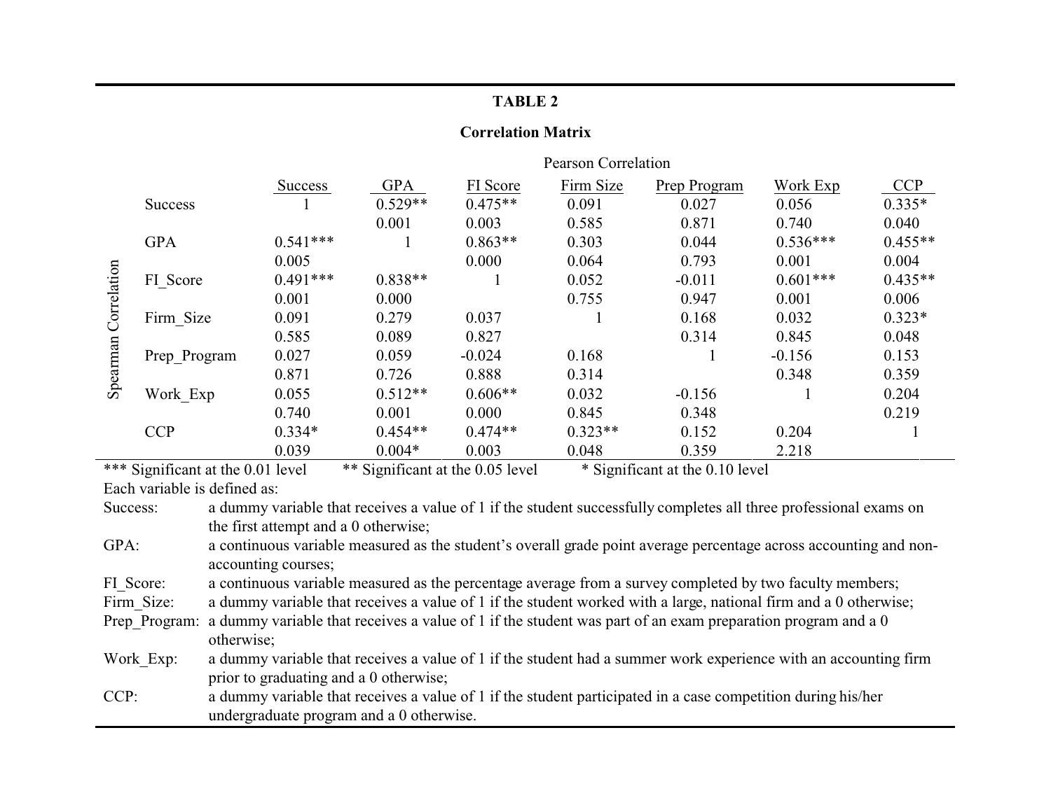**TABLE 2**

**Correlation Matrix**

| | | Pearson Correlation | | | | | | |
|---|---|---|---|---|---|---|---|---|
| | | Success | GPA | FI Score | Firm Size | Prep Program | Work Exp | CCP |
| Spearman Correlation | Success | 1 | 0.529** | 0.475** | 0.091 | 0.027 | 0.056 | 0.335* |
| | | | 0.001 | 0.003 | 0.585 | 0.871 | 0.740 | 0.040 |
| | GPA | 0.541*** | 1 | 0.863** | 0.303 | 0.044 | 0.536*** | 0.455** |
| | | 0.005 | | 0.000 | 0.064 | 0.793 | 0.001 | 0.004 |
| | FI_Score | 0.491*** | 0.838** | 1 | 0.052 | -0.011 | 0.601*** | 0.435** |
| | | 0.001 | 0.000 | | 0.755 | 0.947 | 0.001 | 0.006 |
| | Firm_Size | 0.091 | 0.279 | 0.037 | 1 | 0.168 | 0.032 | 0.323* |
| | | 0.585 | 0.089 | 0.827 | | 0.314 | 0.845 | 0.048 |
| | Prep_Program | 0.027 | 0.059 | -0.024 | 0.168 | 1 | -0.156 | 0.153 |
| | | 0.871 | 0.726 | 0.888 | 0.314 | | 0.348 | 0.359 |
| | Work_Exp | 0.055 | 0.512** | 0.606** | 0.032 | -0.156 | 1 | 0.204 |
| | | 0.740 | 0.001 | 0.000 | 0.845 | 0.348 | | 0.219 |
| | CCP | 0.334* | 0.454** | 0.474** | 0.323** | 0.152 | 0.204 | 1 |
| | | 0.039 | 0.004* | 0.003 | 0.048 | 0.359 | 2.218 | |

*** Significant at the 0.01 level ** Significant at the 0.05 level * Significant at the 0.10 level

Each variable is defined as:

Success: a dummy variable that receives a value of 1 if the student successfully completes all three professional exams on the first attempt and a 0 otherwise;

GPA: a continuous variable measured as the student's overall grade point average percentage across accounting and non-accounting courses;

FI_Score: a continuous variable measured as the percentage average from a survey completed by two faculty members;

Firm_Size: a dummy variable that receives a value of 1 if the student worked with a large, national firm and a 0 otherwise;

Prep_Program: a dummy variable that receives a value of 1 if the student was part of an exam preparation program and a 0 otherwise;

Work_Exp: a dummy variable that receives a value of 1 if the student had a summer work experience with an accounting firm prior to graduating and a 0 otherwise;

CCP: a dummy variable that receives a value of 1 if the student participated in a case competition during his/her undergraduate program and a 0 otherwise.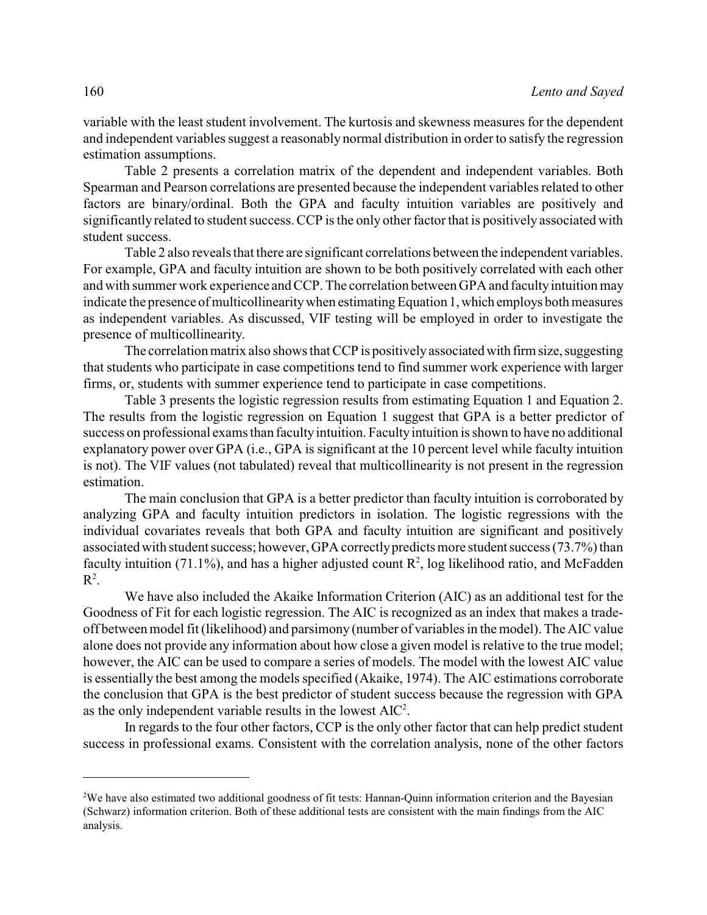variable with the least student involvement. The kurtosis and skewness measures for the dependent and independent variables suggest a reasonably normal distribution in order to satisfy the regression estimation assumptions.

Table 2 presents a correlation matrix of the dependent and independent variables. Both Spearman and Pearson correlations are presented because the independent variables related to other factors are binary/ordinal. Both the GPA and faculty intuition variables are positively and significantly related to student success. CCP is the only other factor that is positively associated with student success.

Table 2 also reveals that there are significant correlations between the independent variables. For example, GPA and faculty intuition are shown to be both positively correlated with each other and with summer work experience and CCP. The correlation between GPA and faculty intuition may indicate the presence of multicollinearity when estimating Equation 1, which employs both measures as independent variables. As discussed, VIF testing will be employed in order to investigate the presence of multicollinearity.

The correlation matrix also shows that CCP is positively associated with firm size, suggesting that students who participate in case competitions tend to find summer work experience with larger firms, or, students with summer experience tend to participate in case competitions.

Table 3 presents the logistic regression results from estimating Equation 1 and Equation 2. The results from the logistic regression on Equation 1 suggest that GPA is a better predictor of success on professional exams than faculty intuition. Faculty intuition is shown to have no additional explanatory power over GPA (i.e., GPA is significant at the 10 percent level while faculty intuition is not). The VIF values (not tabulated) reveal that multicollinearity is not present in the regression estimation.

The main conclusion that GPA is a better predictor than faculty intuition is corroborated by analyzing GPA and faculty intuition predictors in isolation. The logistic regressions with the individual covariates reveals that both GPA and faculty intuition are significant and positively associated with student success; however, GPA correctly predicts more student success (73.7%) than faculty intuition (71.1%), and has a higher adjusted count $R^2$, log likelihood ratio, and McFadden $R^2$.

We have also included the Akaike Information Criterion (AIC) as an additional test for the Goodness of Fit for each logistic regression. The AIC is recognized as an index that makes a trade-off between model fit (likelihood) and parsimony (number of variables in the model). The AIC value alone does not provide any information about how close a given model is relative to the true model; however, the AIC can be used to compare a series of models. The model with the lowest AIC value is essentially the best among the models specified (Akaike, 1974). The AIC estimations corroborate the conclusion that GPA is the best predictor of student success because the regression with GPA as the only independent variable results in the lowest AIC[2].

In regards to the four other factors, CCP is the only other factor that can help predict student success in professional exams. Consistent with the correlation analysis, none of the other factors

[2]We have also estimated two additional goodness of fit tests: Hannan-Quinn information criterion and the Bayesian (Schwarz) information criterion. Both of these additional tests are consistent with the main findings from the AIC analysis.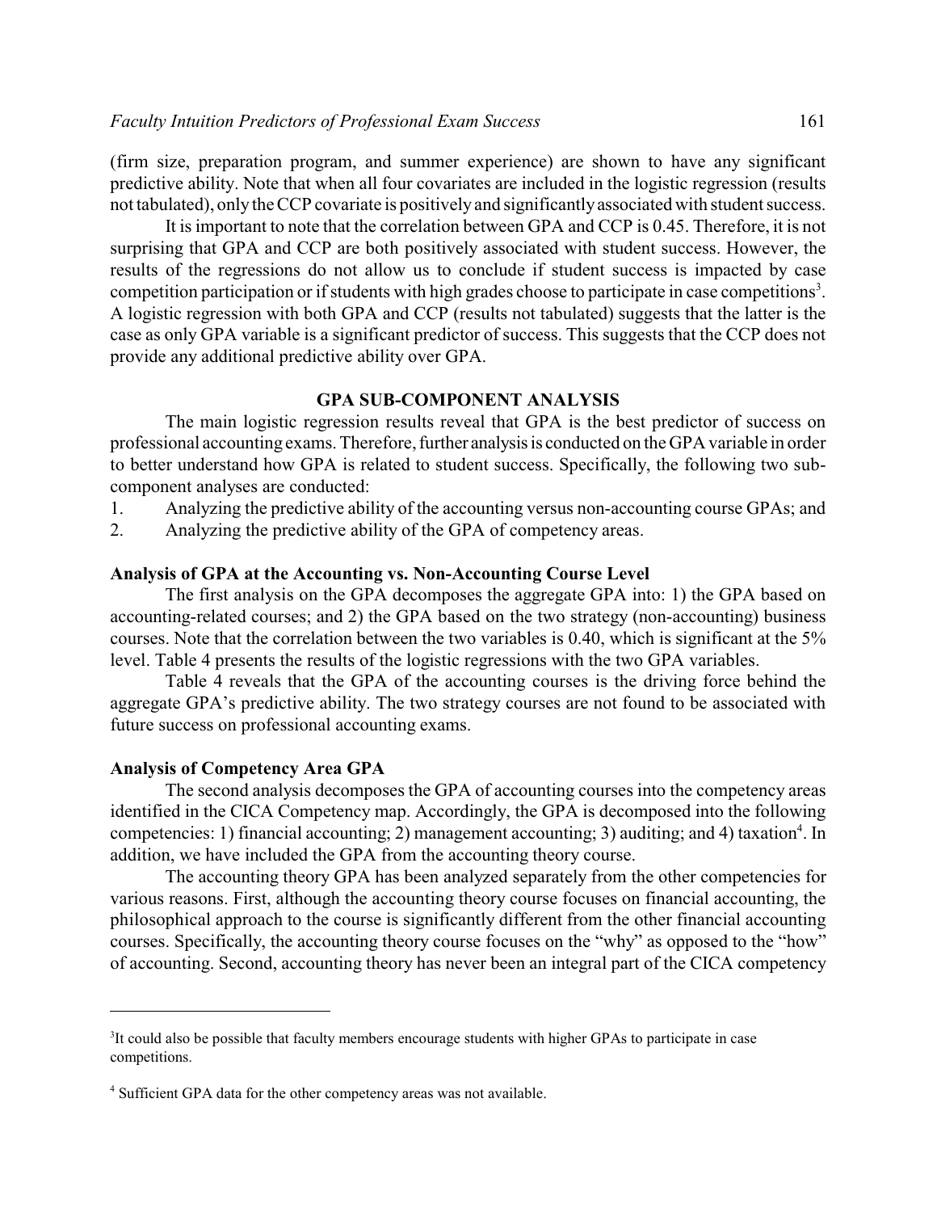(firm size, preparation program, and summer experience) are shown to have any significant predictive ability. Note that when all four covariates are included in the logistic regression (results not tabulated), only the CCP covariate is positively and significantly associated with student success.

It is important to note that the correlation between GPA and CCP is 0.45. Therefore, it is not surprising that GPA and CCP are both positively associated with student success. However, the results of the regressions do not allow us to conclude if student success is impacted by case competition participation or if students with high grades choose to participate in case competitions[3]. A logistic regression with both GPA and CCP (results not tabulated) suggests that the latter is the case as only GPA variable is a significant predictor of success. This suggests that the CCP does not provide any additional predictive ability over GPA.

## GPA SUB-COMPONENT ANALYSIS

The main logistic regression results reveal that GPA is the best predictor of success on professional accounting exams. Therefore, further analysis is conducted on the GPA variable in order to better understand how GPA is related to student success. Specifically, the following two sub-component analyses are conducted:

1. Analyzing the predictive ability of the accounting versus non-accounting course GPAs; and
2. Analyzing the predictive ability of the GPA of competency areas.

### Analysis of GPA at the Accounting vs. Non-Accounting Course Level

The first analysis on the GPA decomposes the aggregate GPA into: 1) the GPA based on accounting-related courses; and 2) the GPA based on the two strategy (non-accounting) business courses. Note that the correlation between the two variables is 0.40, which is significant at the 5% level. Table 4 presents the results of the logistic regressions with the two GPA variables.

Table 4 reveals that the GPA of the accounting courses is the driving force behind the aggregate GPA's predictive ability. The two strategy courses are not found to be associated with future success on professional accounting exams.

### Analysis of Competency Area GPA

The second analysis decomposes the GPA of accounting courses into the competency areas identified in the CICA Competency map. Accordingly, the GPA is decomposed into the following competencies: 1) financial accounting; 2) management accounting; 3) auditing; and 4) taxation[4]. In addition, we have included the GPA from the accounting theory course.

The accounting theory GPA has been analyzed separately from the other competencies for various reasons. First, although the accounting theory course focuses on financial accounting, the philosophical approach to the course is significantly different from the other financial accounting courses. Specifically, the accounting theory course focuses on the "why" as opposed to the "how" of accounting. Second, accounting theory has never been an integral part of the CICA competency

---

[3] It could also be possible that faculty members encourage students with higher GPAs to participate in case competitions.

[4] Sufficient GPA data for the other competency areas was not available.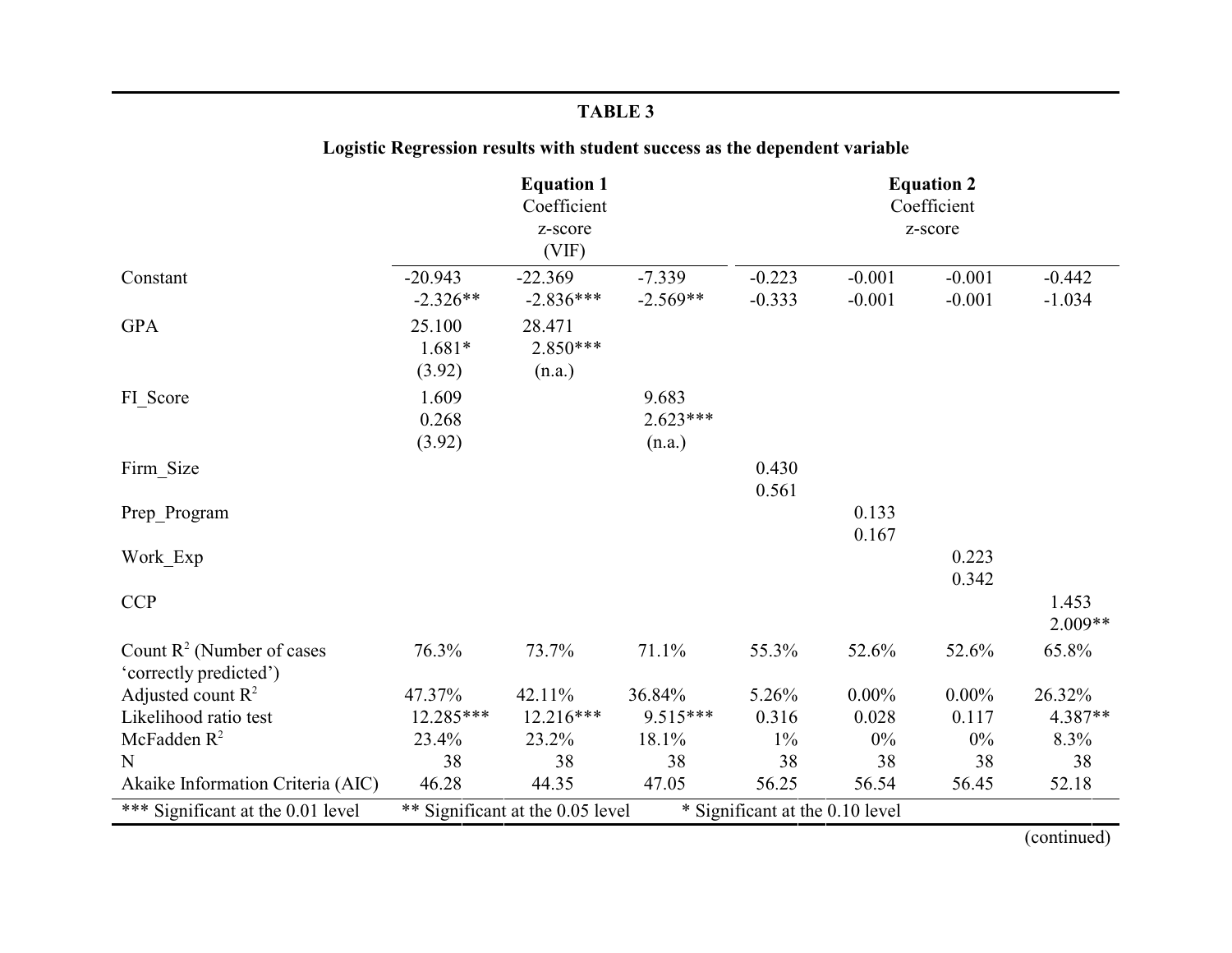**TABLE 3**

**Logistic Regression results with student success as the dependent variable**

| | **Equation 1** Coefficient z-score (VIF) | | | **Equation 2** Coefficient z-score | | | |
|---|---|---|---|---|---|---|---|
| Constant | -20.943<br>-2.326** | -22.369<br>-2.836*** | -7.339<br>-2.569** | -0.223<br>-0.333 | -0.001<br>-0.001 | -0.001<br>-0.001 | -0.442<br>-1.034 |
| GPA | 25.100<br>1.681*<br>(3.92) | 28.471<br>2.850***<br>(n.a.) | | | | | |
| FI_Score | 1.609<br>0.268<br>(3.92) | | 9.683<br>2.623***<br>(n.a.) | | | | |
| Firm_Size | | | | 0.430<br>0.561 | | | |
| Prep_Program | | | | | 0.133<br>0.167 | | |
| Work_Exp | | | | | | 0.223<br>0.342 | |
| CCP | | | | | | | 1.453<br>2.009** |
| Count $R^2$ (Number of cases 'correctly predicted') | 76.3% | 73.7% | 71.1% | 55.3% | 52.6% | 52.6% | 65.8% |
| Adjusted count $R^2$ | 47.37% | 42.11% | 36.84% | 5.26% | 0.00% | 0.00% | 26.32% |
| Likelihood ratio test | 12.285*** | 12.216*** | 9.515*** | 0.316 | 0.028 | 0.117 | 4.387** |
| McFadden $R^2$ | 23.4% | 23.2% | 18.1% | 1% | 0% | 0% | 8.3% |
| N | 38 | 38 | 38 | 38 | 38 | 38 | 38 |
| Akaike Information Criteria (AIC) | 46.28 | 44.35 | 47.05 | 56.25 | 56.54 | 56.45 | 52.18 |

*** Significant at the 0.01 level ** Significant at the 0.05 level * Significant at the 0.10 level

(continued)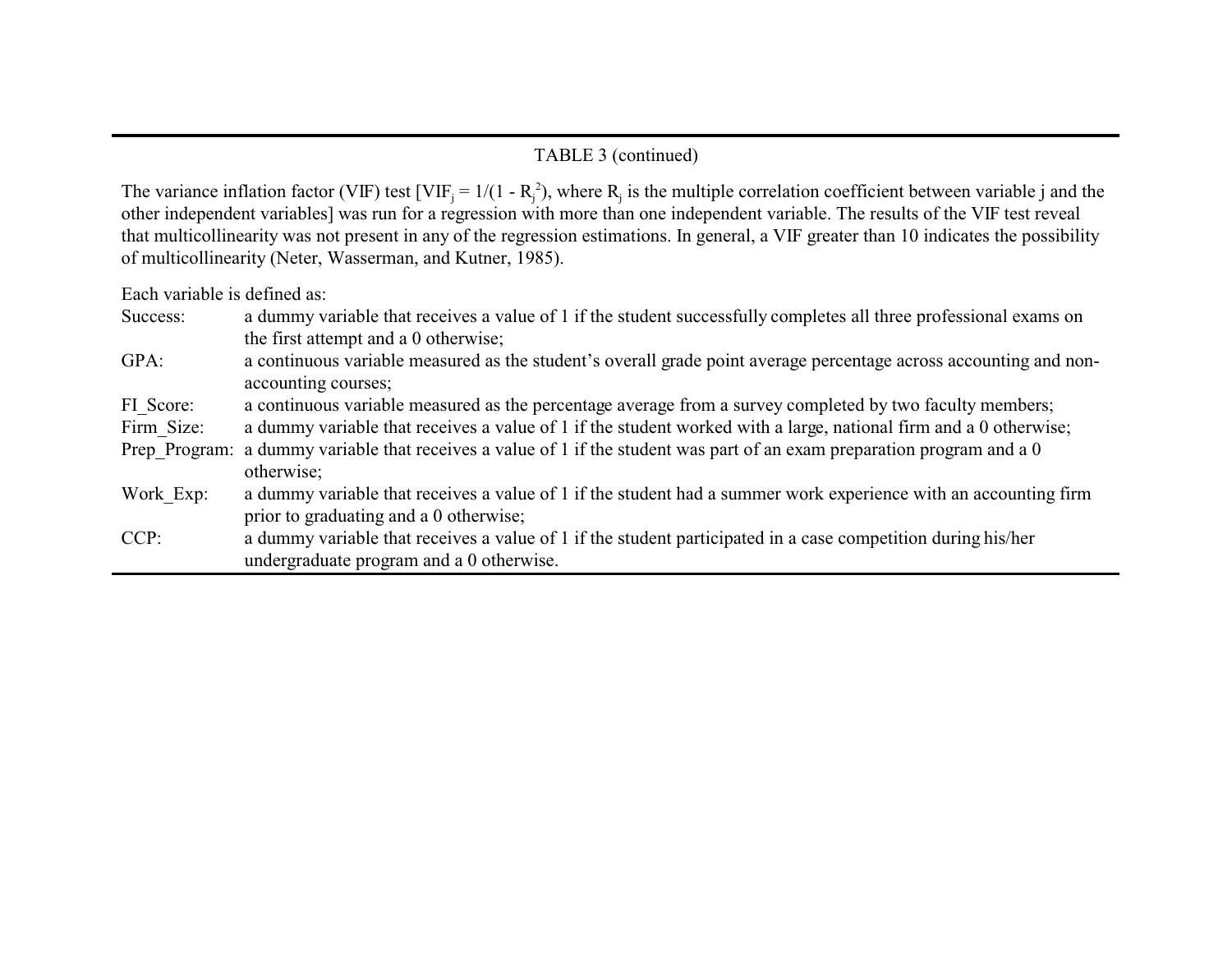TABLE 3 (continued)

The variance inflation factor (VIF) test [$VIF_j = 1/(1 - R_j^2)$, where $R_j$ is the multiple correlation coefficient between variable j and the other independent variables] was run for a regression with more than one independent variable. The results of the VIF test reveal that multicollinearity was not present in any of the regression estimations. In general, a VIF greater than 10 indicates the possibility of multicollinearity (Neter, Wasserman, and Kutner, 1985).

Each variable is defined as:

| | |
|---|---|
| Success: | a dummy variable that receives a value of 1 if the student successfully completes all three professional exams on the first attempt and a 0 otherwise; |
| GPA: | a continuous variable measured as the student's overall grade point average percentage across accounting and non-accounting courses; |
| FI_Score: | a continuous variable measured as the percentage average from a survey completed by two faculty members; |
| Firm_Size: | a dummy variable that receives a value of 1 if the student worked with a large, national firm and a 0 otherwise; |
| Prep_Program: | a dummy variable that receives a value of 1 if the student was part of an exam preparation program and a 0 otherwise; |
| Work_Exp: | a dummy variable that receives a value of 1 if the student had a summer work experience with an accounting firm prior to graduating and a 0 otherwise; |
| CCP: | a dummy variable that receives a value of 1 if the student participated in a case competition during his/her undergraduate program and a 0 otherwise. |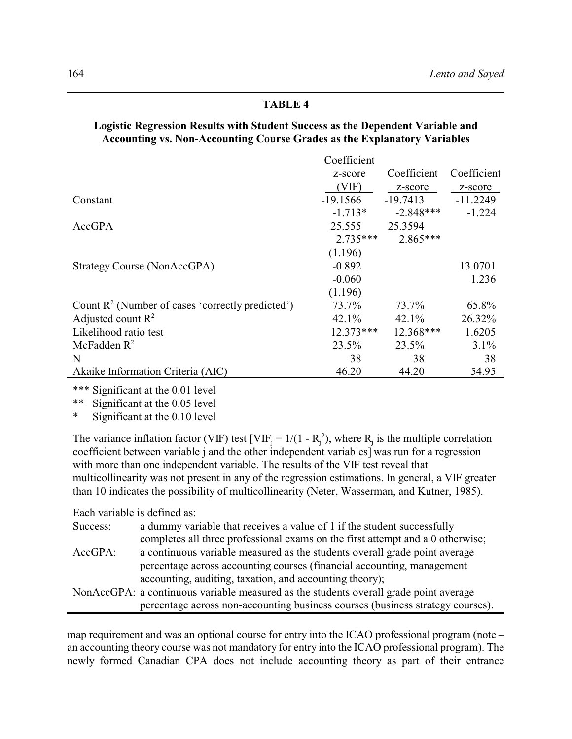## TABLE 4

**Logistic Regression Results with Student Success as the Dependent Variable and Accounting vs. Non-Accounting Course Grades as the Explanatory Variables**

| | Coefficient z-score (VIF) | Coefficient z-score | Coefficient z-score |
|---|---|---|---|
| Constant | -19.1566 | -19.7413 | -11.2249 |
| | -1.713* | -2.848*** | -1.224 |
| AccGPA | 25.555 | 25.3594 | |
| | 2.735*** | 2.865*** | |
| | (1.196) | | |
| Strategy Course (NonAccGPA) | -0.892 | | 13.0701 |
| | -0.060 | | 1.236 |
| | (1.196) | | |
| Count $R^2$ (Number of cases 'correctly predicted') | 73.7% | 73.7% | 65.8% |
| Adjusted count $R^2$ | 42.1% | 42.1% | 26.32% |
| Likelihood ratio test | 12.373*** | 12.368*** | 1.6205 |
| McFadden $R^2$ | 23.5% | 23.5% | 3.1% |
| N | 38 | 38 | 38 |
| Akaike Information Criteria (AIC) | 46.20 | 44.20 | 54.95 |

*** Significant at the 0.01 level

** Significant at the 0.05 level

* Significant at the 0.10 level

The variance inflation factor (VIF) test [$VIF_j = 1/(1 - R_j^2)$, where $R_j$ is the multiple correlation coefficient between variable j and the other independent variables] was run for a regression with more than one independent variable. The results of the VIF test reveal that multicollinearity was not present in any of the regression estimations. In general, a VIF greater than 10 indicates the possibility of multicollinearity (Neter, Wasserman, and Kutner, 1985).

Each variable is defined as:

Success: a dummy variable that receives a value of 1 if the student successfully completes all three professional exams on the first attempt and a 0 otherwise;

AccGPA: a continuous variable measured as the students overall grade point average percentage across accounting courses (financial accounting, management accounting, auditing, taxation, and accounting theory);

NonAccGPA: a continuous variable measured as the students overall grade point average percentage across non-accounting business courses (business strategy courses).

map requirement and was an optional course for entry into the ICAO professional program (note – an accounting theory course was not mandatory for entry into the ICAO professional program). The newly formed Canadian CPA does not include accounting theory as part of their entrance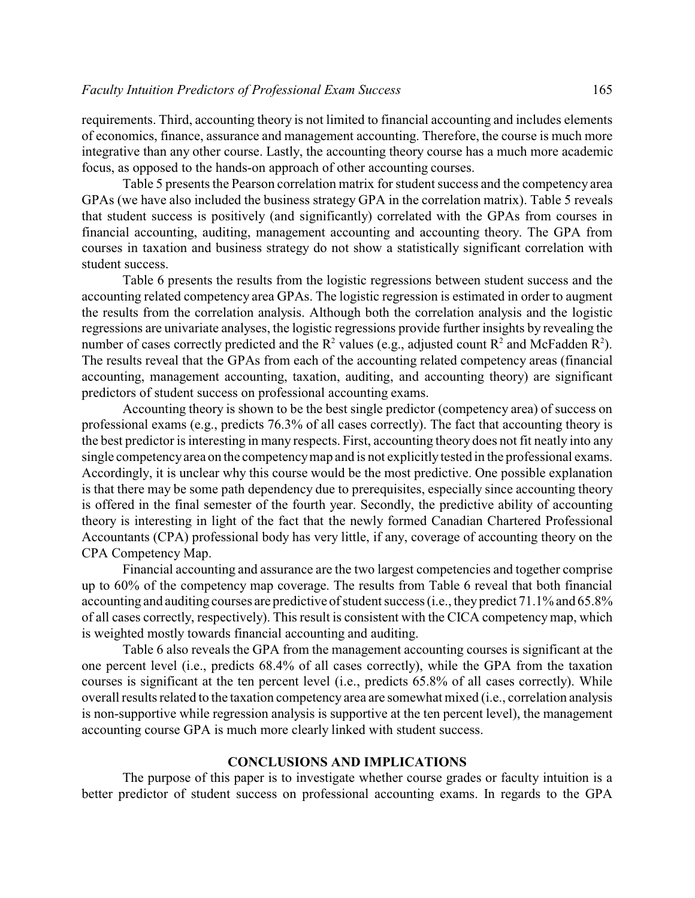requirements. Third, accounting theory is not limited to financial accounting and includes elements of economics, finance, assurance and management accounting. Therefore, the course is much more integrative than any other course. Lastly, the accounting theory course has a much more academic focus, as opposed to the hands-on approach of other accounting courses.

Table 5 presents the Pearson correlation matrix for student success and the competency area GPAs (we have also included the business strategy GPA in the correlation matrix). Table 5 reveals that student success is positively (and significantly) correlated with the GPAs from courses in financial accounting, auditing, management accounting and accounting theory. The GPA from courses in taxation and business strategy do not show a statistically significant correlation with student success.

Table 6 presents the results from the logistic regressions between student success and the accounting related competency area GPAs. The logistic regression is estimated in order to augment the results from the correlation analysis. Although both the correlation analysis and the logistic regressions are univariate analyses, the logistic regressions provide further insights by revealing the number of cases correctly predicted and the $R^2$ values (e.g., adjusted count $R^2$ and McFadden $R^2$). The results reveal that the GPAs from each of the accounting related competency areas (financial accounting, management accounting, taxation, auditing, and accounting theory) are significant predictors of student success on professional accounting exams.

Accounting theory is shown to be the best single predictor (competency area) of success on professional exams (e.g., predicts 76.3% of all cases correctly). The fact that accounting theory is the best predictor is interesting in many respects. First, accounting theory does not fit neatly into any single competency area on the competency map and is not explicitly tested in the professional exams. Accordingly, it is unclear why this course would be the most predictive. One possible explanation is that there may be some path dependency due to prerequisites, especially since accounting theory is offered in the final semester of the fourth year. Secondly, the predictive ability of accounting theory is interesting in light of the fact that the newly formed Canadian Chartered Professional Accountants (CPA) professional body has very little, if any, coverage of accounting theory on the CPA Competency Map.

Financial accounting and assurance are the two largest competencies and together comprise up to 60% of the competency map coverage. The results from Table 6 reveal that both financial accounting and auditing courses are predictive of student success (i.e., they predict 71.1% and 65.8% of all cases correctly, respectively). This result is consistent with the CICA competency map, which is weighted mostly towards financial accounting and auditing.

Table 6 also reveals the GPA from the management accounting courses is significant at the one percent level (i.e., predicts 68.4% of all cases correctly), while the GPA from the taxation courses is significant at the ten percent level (i.e., predicts 65.8% of all cases correctly). While overall results related to the taxation competency area are somewhat mixed (i.e., correlation analysis is non-supportive while regression analysis is supportive at the ten percent level), the management accounting course GPA is much more clearly linked with student success.

## CONCLUSIONS AND IMPLICATIONS

The purpose of this paper is to investigate whether course grades or faculty intuition is a better predictor of student success on professional accounting exams. In regards to the GPA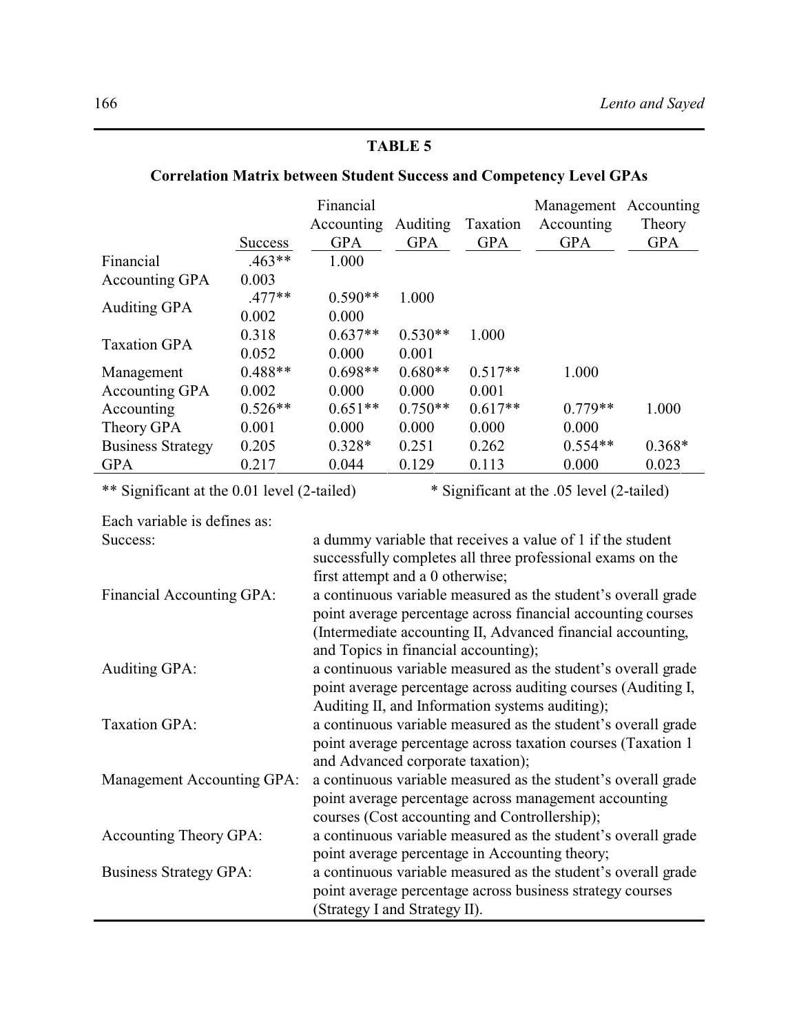**TABLE 5**

**Correlation Matrix between Student Success and Competency Level GPAs**

| | Success | Financial Accounting GPA | Auditing GPA | Taxation GPA | Management Accounting GPA | Accounting Theory GPA |
|---|---|---|---|---|---|---|
| Financial Accounting GPA | .463** | 1.000 | | | | |
| | 0.003 | | | | | |
| Auditing GPA | .477** | 0.590** | 1.000 | | | |
| | 0.002 | 0.000 | | | | |
| Taxation GPA | 0.318 | 0.637** | 0.530** | 1.000 | | |
| | 0.052 | 0.000 | 0.001 | | | |
| Management Accounting GPA | 0.488** | 0.698** | 0.680** | 0.517** | 1.000 | |
| | 0.002 | 0.000 | 0.000 | 0.001 | | |
| Accounting Theory GPA | 0.526** | 0.651** | 0.750** | 0.617** | 0.779** | 1.000 |
| | 0.001 | 0.000 | 0.000 | 0.000 | 0.000 | |
| Business Strategy GPA | 0.205 | 0.328* | 0.251 | 0.262 | 0.554** | 0.368* |
| | 0.217 | 0.044 | 0.129 | 0.113 | 0.000 | 0.023 |

** Significant at the 0.01 level (2-tailed) * Significant at the .05 level (2-tailed)

Each variable is defines as:

Success: a dummy variable that receives a value of 1 if the student successfully completes all three professional exams on the first attempt and a 0 otherwise;

Financial Accounting GPA: a continuous variable measured as the student's overall grade point average percentage across financial accounting courses (Intermediate accounting II, Advanced financial accounting, and Topics in financial accounting);

Auditing GPA: a continuous variable measured as the student's overall grade point average percentage across auditing courses (Auditing I, Auditing II, and Information systems auditing);

Taxation GPA: a continuous variable measured as the student's overall grade point average percentage across taxation courses (Taxation 1 and Advanced corporate taxation);

Management Accounting GPA: a continuous variable measured as the student's overall grade point average percentage across management accounting courses (Cost accounting and Controllership);

Accounting Theory GPA: a continuous variable measured as the student's overall grade point average percentage in Accounting theory;

Business Strategy GPA: a continuous variable measured as the student's overall grade point average percentage across business strategy courses (Strategy I and Strategy II).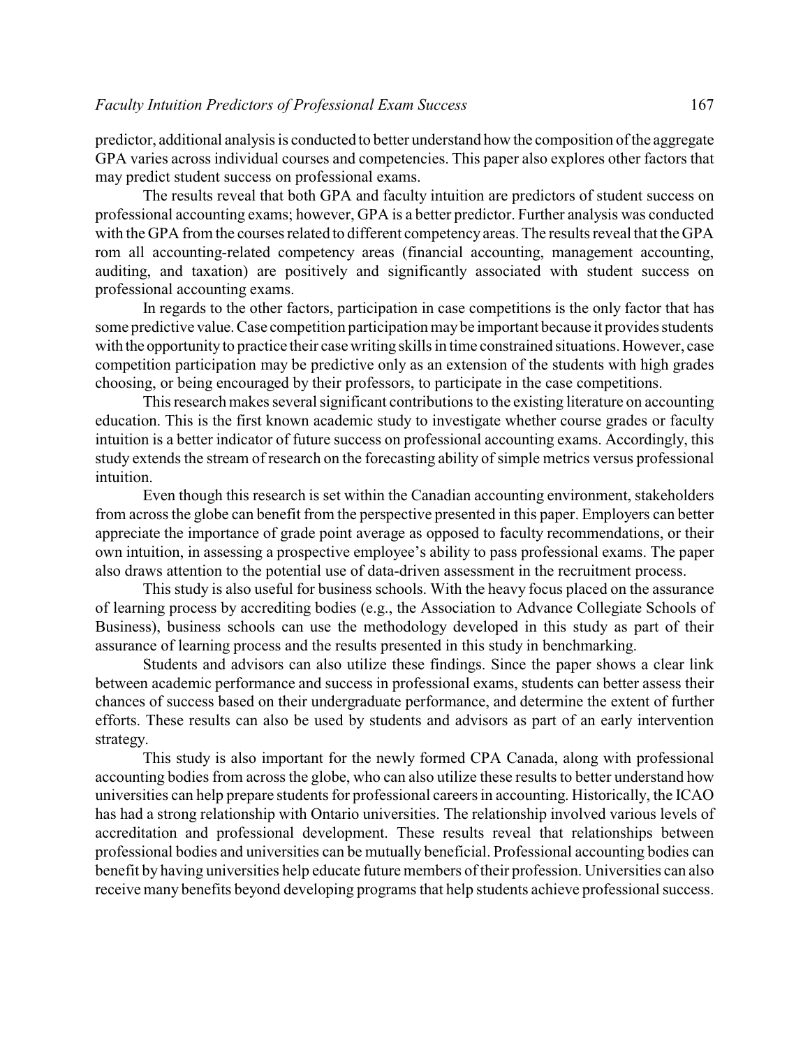predictor, additional analysis is conducted to better understand how the composition of the aggregate GPA varies across individual courses and competencies. This paper also explores other factors that may predict student success on professional exams.

The results reveal that both GPA and faculty intuition are predictors of student success on professional accounting exams; however, GPA is a better predictor. Further analysis was conducted with the GPA from the courses related to different competency areas. The results reveal that the GPA rom all accounting-related competency areas (financial accounting, management accounting, auditing, and taxation) are positively and significantly associated with student success on professional accounting exams.

In regards to the other factors, participation in case competitions is the only factor that has some predictive value. Case competition participation may be important because it provides students with the opportunity to practice their case writing skills in time constrained situations. However, case competition participation may be predictive only as an extension of the students with high grades choosing, or being encouraged by their professors, to participate in the case competitions.

This research makes several significant contributions to the existing literature on accounting education. This is the first known academic study to investigate whether course grades or faculty intuition is a better indicator of future success on professional accounting exams. Accordingly, this study extends the stream of research on the forecasting ability of simple metrics versus professional intuition.

Even though this research is set within the Canadian accounting environment, stakeholders from across the globe can benefit from the perspective presented in this paper. Employers can better appreciate the importance of grade point average as opposed to faculty recommendations, or their own intuition, in assessing a prospective employee's ability to pass professional exams. The paper also draws attention to the potential use of data-driven assessment in the recruitment process.

This study is also useful for business schools. With the heavy focus placed on the assurance of learning process by accrediting bodies (e.g., the Association to Advance Collegiate Schools of Business), business schools can use the methodology developed in this study as part of their assurance of learning process and the results presented in this study in benchmarking.

Students and advisors can also utilize these findings. Since the paper shows a clear link between academic performance and success in professional exams, students can better assess their chances of success based on their undergraduate performance, and determine the extent of further efforts. These results can also be used by students and advisors as part of an early intervention strategy.

This study is also important for the newly formed CPA Canada, along with professional accounting bodies from across the globe, who can also utilize these results to better understand how universities can help prepare students for professional careers in accounting. Historically, the ICAO has had a strong relationship with Ontario universities. The relationship involved various levels of accreditation and professional development. These results reveal that relationships between professional bodies and universities can be mutually beneficial. Professional accounting bodies can benefit by having universities help educate future members of their profession. Universities can also receive many benefits beyond developing programs that help students achieve professional success.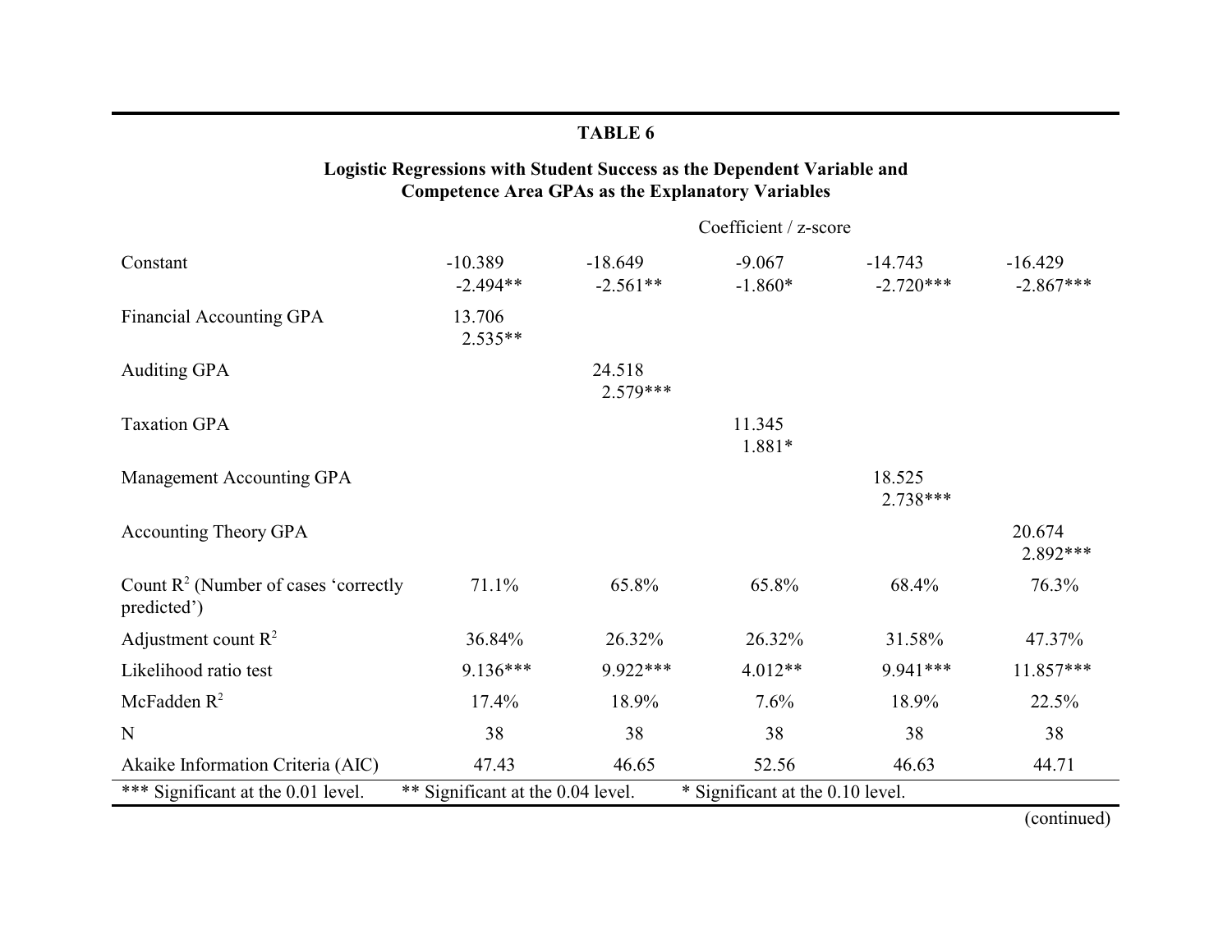**TABLE 6**

**Logistic Regressions with Student Success as the Dependent Variable and Competence Area GPAs as the Explanatory Variables**

| | Coefficient / z-score | | | | |
|---|---|---|---|---|---|
| Constant | -10.389<br>-2.494** | -18.649<br>-2.561** | -9.067<br>-1.860* | -14.743<br>-2.720*** | -16.429<br>-2.867*** |
| Financial Accounting GPA | 13.706<br>2.535** | | | | |
| Auditing GPA | | 24.518<br>2.579*** | | | |
| Taxation GPA | | | 11.345<br>1.881* | | |
| Management Accounting GPA | | | | 18.525<br>2.738*** | |
| Accounting Theory GPA | | | | | 20.674<br>2.892*** |
| Count $R^2$ (Number of cases 'correctly predicted') | 71.1% | 65.8% | 65.8% | 68.4% | 76.3% |
| Adjustment count $R^2$ | 36.84% | 26.32% | 26.32% | 31.58% | 47.37% |
| Likelihood ratio test | 9.136*** | 9.922*** | 4.012** | 9.941*** | 11.857*** |
| McFadden $R^2$ | 17.4% | 18.9% | 7.6% | 18.9% | 22.5% |
| N | 38 | 38 | 38 | 38 | 38 |
| Akaike Information Criteria (AIC) | 47.43 | 46.65 | 52.56 | 46.63 | 44.71 |

*** Significant at the 0.01 level. ** Significant at the 0.04 level. * Significant at the 0.10 level.

(continued)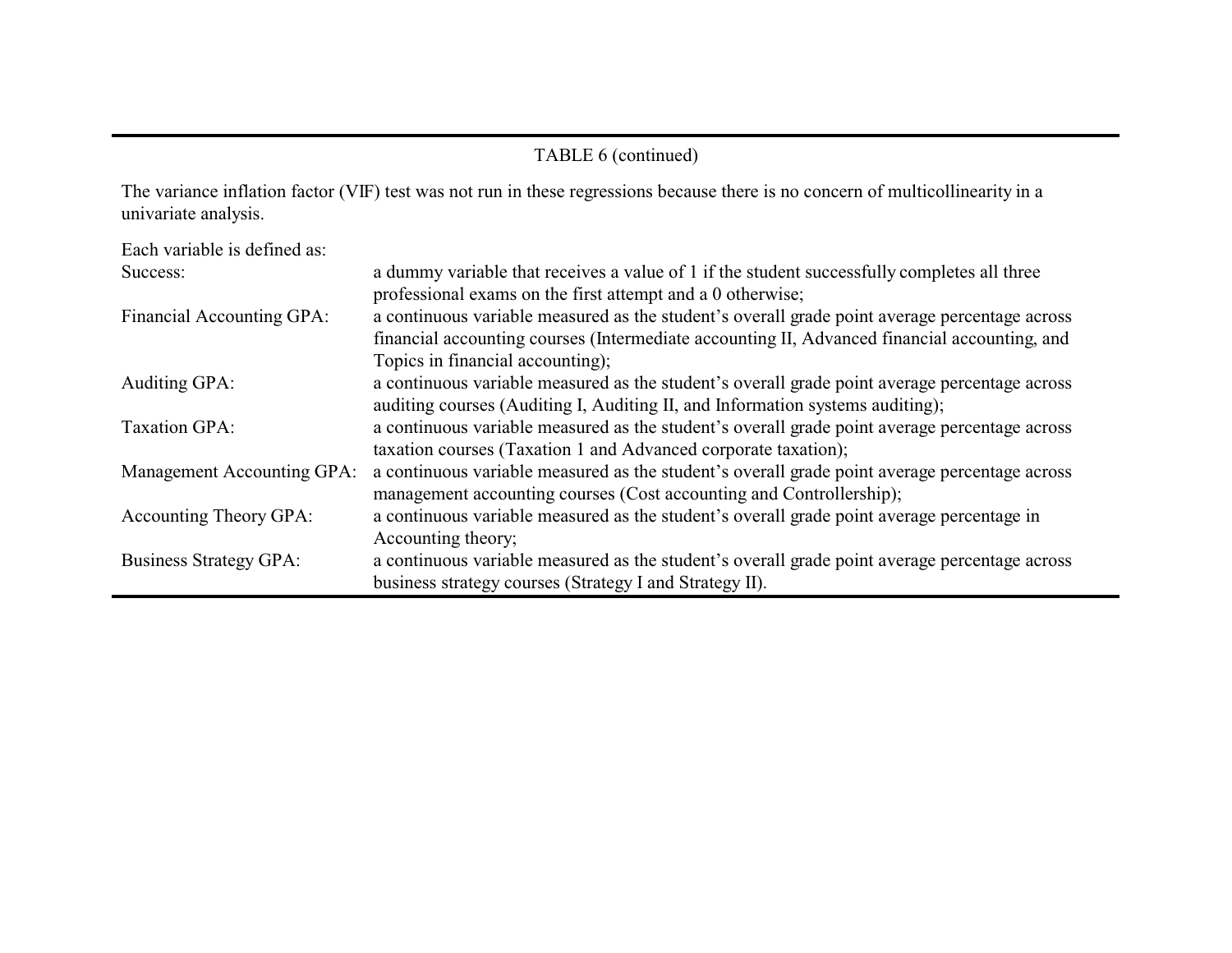TABLE 6 (continued)

The variance inflation factor (VIF) test was not run in these regressions because there is no concern of multicollinearity in a univariate analysis.

Each variable is defined as:

| | |
|---|---|
| Success: | a dummy variable that receives a value of 1 if the student successfully completes all three professional exams on the first attempt and a 0 otherwise; |
| Financial Accounting GPA: | a continuous variable measured as the student's overall grade point average percentage across financial accounting courses (Intermediate accounting II, Advanced financial accounting, and Topics in financial accounting); |
| Auditing GPA: | a continuous variable measured as the student's overall grade point average percentage across auditing courses (Auditing I, Auditing II, and Information systems auditing); |
| Taxation GPA: | a continuous variable measured as the student's overall grade point average percentage across taxation courses (Taxation 1 and Advanced corporate taxation); |
| Management Accounting GPA: | a continuous variable measured as the student's overall grade point average percentage across management accounting courses (Cost accounting and Controllership); |
| Accounting Theory GPA: | a continuous variable measured as the student's overall grade point average percentage in Accounting theory; |
| Business Strategy GPA: | a continuous variable measured as the student's overall grade point average percentage across business strategy courses (Strategy I and Strategy II). |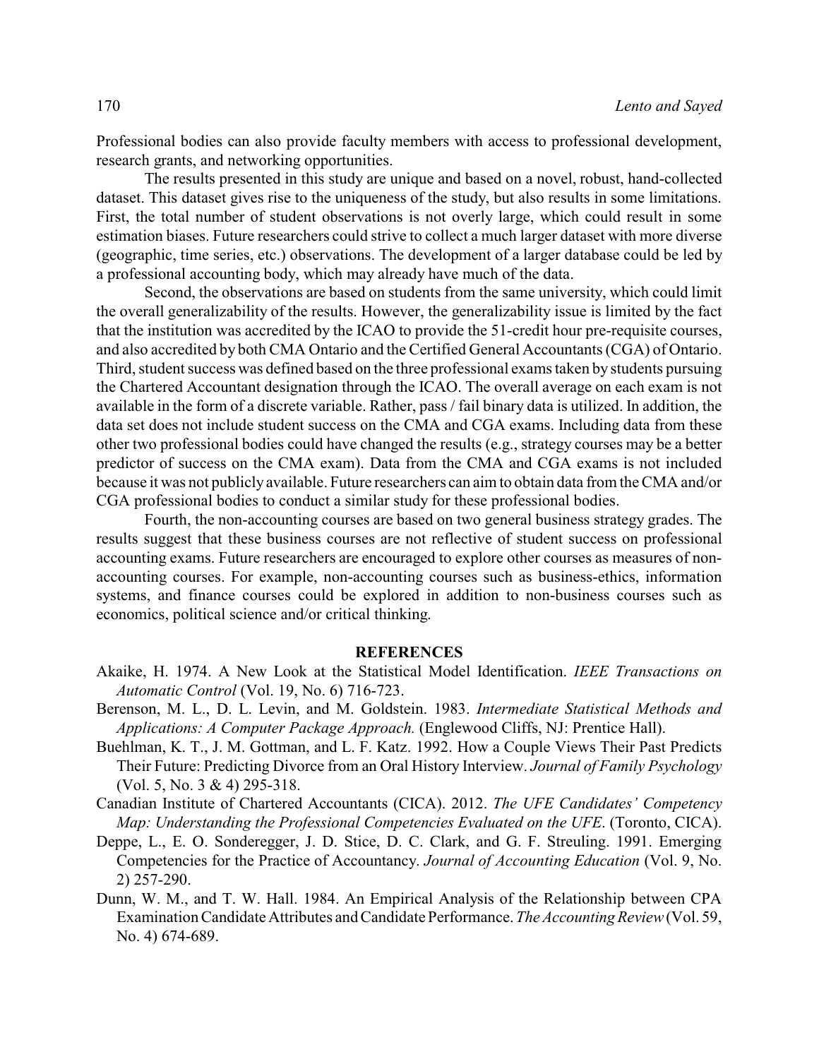Professional bodies can also provide faculty members with access to professional development, research grants, and networking opportunities.

The results presented in this study are unique and based on a novel, robust, hand-collected dataset. This dataset gives rise to the uniqueness of the study, but also results in some limitations. First, the total number of student observations is not overly large, which could result in some estimation biases. Future researchers could strive to collect a much larger dataset with more diverse (geographic, time series, etc.) observations. The development of a larger database could be led by a professional accounting body, which may already have much of the data.

Second, the observations are based on students from the same university, which could limit the overall generalizability of the results. However, the generalizability issue is limited by the fact that the institution was accredited by the ICAO to provide the 51-credit hour pre-requisite courses, and also accredited by both CMA Ontario and the Certified General Accountants (CGA) of Ontario. Third, student success was defined based on the three professional exams taken by students pursuing the Chartered Accountant designation through the ICAO. The overall average on each exam is not available in the form of a discrete variable. Rather, pass / fail binary data is utilized. In addition, the data set does not include student success on the CMA and CGA exams. Including data from these other two professional bodies could have changed the results (e.g., strategy courses may be a better predictor of success on the CMA exam). Data from the CMA and CGA exams is not included because it was not publicly available. Future researchers can aim to obtain data from the CMA and/or CGA professional bodies to conduct a similar study for these professional bodies.

Fourth, the non-accounting courses are based on two general business strategy grades. The results suggest that these business courses are not reflective of student success on professional accounting exams. Future researchers are encouraged to explore other courses as measures of non-accounting courses. For example, non-accounting courses such as business-ethics, information systems, and finance courses could be explored in addition to non-business courses such as economics, political science and/or critical thinking.

## REFERENCES

Akaike, H. 1974. A New Look at the Statistical Model Identification. *IEEE Transactions on Automatic Control* (Vol. 19, No. 6) 716-723.

Berenson, M. L., D. L. Levin, and M. Goldstein. 1983. *Intermediate Statistical Methods and Applications: A Computer Package Approach.* (Englewood Cliffs, NJ: Prentice Hall).

Buehlman, K. T., J. M. Gottman, and L. F. Katz. 1992. How a Couple Views Their Past Predicts Their Future: Predicting Divorce from an Oral History Interview. *Journal of Family Psychology* (Vol. 5, No. 3 & 4) 295-318.

Canadian Institute of Chartered Accountants (CICA). 2012. *The UFE Candidates' Competency Map: Understanding the Professional Competencies Evaluated on the UFE*. (Toronto, CICA).

Deppe, L., E. O. Sonderegger, J. D. Stice, D. C. Clark, and G. F. Streuling. 1991. Emerging Competencies for the Practice of Accountancy. *Journal of Accounting Education* (Vol. 9, No. 2) 257-290.

Dunn, W. M., and T. W. Hall. 1984. An Empirical Analysis of the Relationship between CPA Examination Candidate Attributes and Candidate Performance. *The Accounting Review* (Vol. 59, No. 4) 674-689.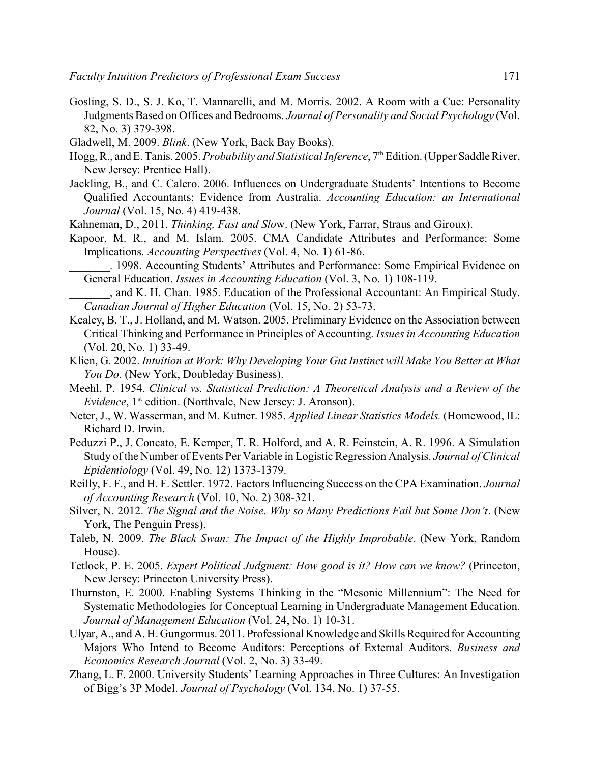Gosling, S. D., S. J. Ko, T. Mannarelli, and M. Morris. 2002. A Room with a Cue: Personality Judgments Based on Offices and Bedrooms. *Journal of Personality and Social Psychology* (Vol. 82, No. 3) 379-398.

Gladwell, M. 2009. *Blink*. (New York, Back Bay Books).

Hogg, R., and E. Tanis. 2005. *Probability and Statistical Inference*, 7th Edition. (Upper Saddle River, New Jersey: Prentice Hall).

Jackling, B., and C. Calero. 2006. Influences on Undergraduate Students' Intentions to Become Qualified Accountants: Evidence from Australia. *Accounting Education: an International Journal* (Vol. 15, No. 4) 419-438.

Kahneman, D., 2011. *Thinking, Fast and Slow*. (New York, Farrar, Straus and Giroux).

Kapoor, M. R., and M. Islam. 2005. CMA Candidate Attributes and Performance: Some Implications. *Accounting Perspectives* (Vol. 4, No. 1) 61-86.

_______. 1998. Accounting Students' Attributes and Performance: Some Empirical Evidence on General Education. *Issues in Accounting Education* (Vol. 3, No. 1) 108-119.

_______, and K. H. Chan. 1985. Education of the Professional Accountant: An Empirical Study. *Canadian Journal of Higher Education* (Vol. 15, No. 2) 53-73.

Kealey, B. T., J. Holland, and M. Watson. 2005. Preliminary Evidence on the Association between Critical Thinking and Performance in Principles of Accounting. *Issues in Accounting Education* (Vol. 20, No. 1) 33-49.

Klien, G. 2002. *Intuition at Work: Why Developing Your Gut Instinct will Make You Better at What You Do*. (New York, Doubleday Business).

Meehl, P. 1954. *Clinical vs. Statistical Prediction: A Theoretical Analysis and a Review of the Evidence*, 1st edition. (Northvale, New Jersey: J. Aronson).

Neter, J., W. Wasserman, and M. Kutner. 1985. *Applied Linear Statistics Models.* (Homewood, IL: Richard D. Irwin.

Peduzzi P., J. Concato, E. Kemper, T. R. Holford, and A. R. Feinstein, A. R. 1996. A Simulation Study of the Number of Events Per Variable in Logistic Regression Analysis. *Journal of Clinical Epidemiology* (Vol. 49, No. 12) 1373-1379.

Reilly, F. F., and H. F. Settler. 1972. Factors Influencing Success on the CPA Examination. *Journal of Accounting Research* (Vol. 10, No. 2) 308-321.

Silver, N. 2012. *The Signal and the Noise. Why so Many Predictions Fail but Some Don't*. (New York, The Penguin Press).

Taleb, N. 2009. *The Black Swan: The Impact of the Highly Improbable*. (New York, Random House).

Tetlock, P. E. 2005. *Expert Political Judgment: How good is it? How can we know?* (Princeton, New Jersey: Princeton University Press).

Thurnston, E. 2000. Enabling Systems Thinking in the "Mesonic Millennium": The Need for Systematic Methodologies for Conceptual Learning in Undergraduate Management Education. *Journal of Management Education* (Vol. 24, No. 1) 10-31.

Ulyar, A., and A. H. Gungormus. 2011. Professional Knowledge and Skills Required for Accounting Majors Who Intend to Become Auditors: Perceptions of External Auditors. *Business and Economics Research Journal* (Vol. 2, No. 3) 33-49.

Zhang, L. F. 2000. University Students' Learning Approaches in Three Cultures: An Investigation of Bigg's 3P Model. *Journal of Psychology* (Vol. 134, No. 1) 37-55.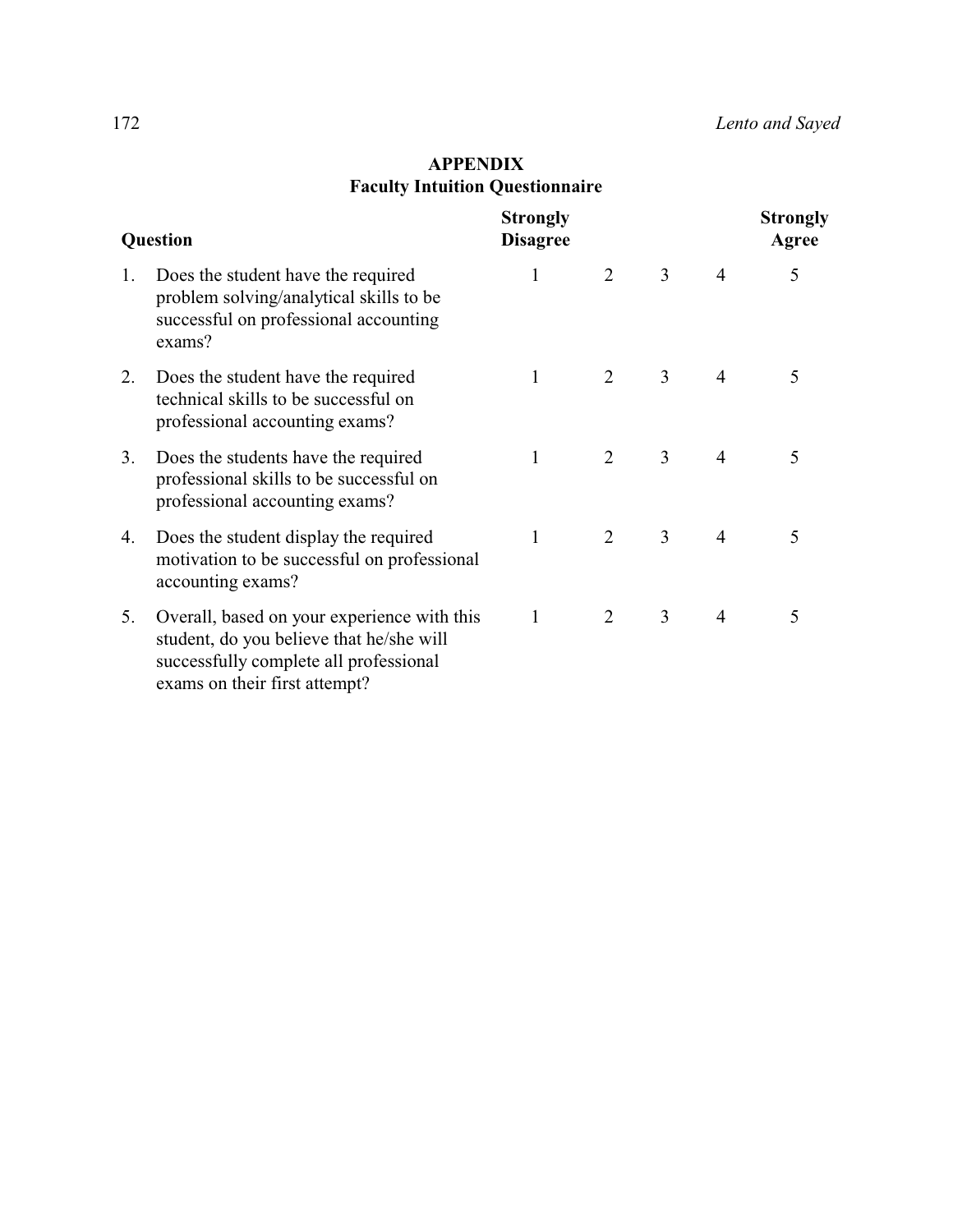# APPENDIX
## Faculty Intuition Questionnaire

| Question | Strongly Disagree | | | | Strongly Agree |
|---|---|---|---|---|---|
| 1. Does the student have the required problem solving/analytical skills to be successful on professional accounting exams? | 1 | 2 | 3 | 4 | 5 |
| 2. Does the student have the required technical skills to be successful on professional accounting exams? | 1 | 2 | 3 | 4 | 5 |
| 3. Does the students have the required professional skills to be successful on professional accounting exams? | 1 | 2 | 3 | 4 | 5 |
| 4. Does the student display the required motivation to be successful on professional accounting exams? | 1 | 2 | 3 | 4 | 5 |
| 5. Overall, based on your experience with this student, do you believe that he/she will successfully complete all professional exams on their first attempt? | 1 | 2 | 3 | 4 | 5 |